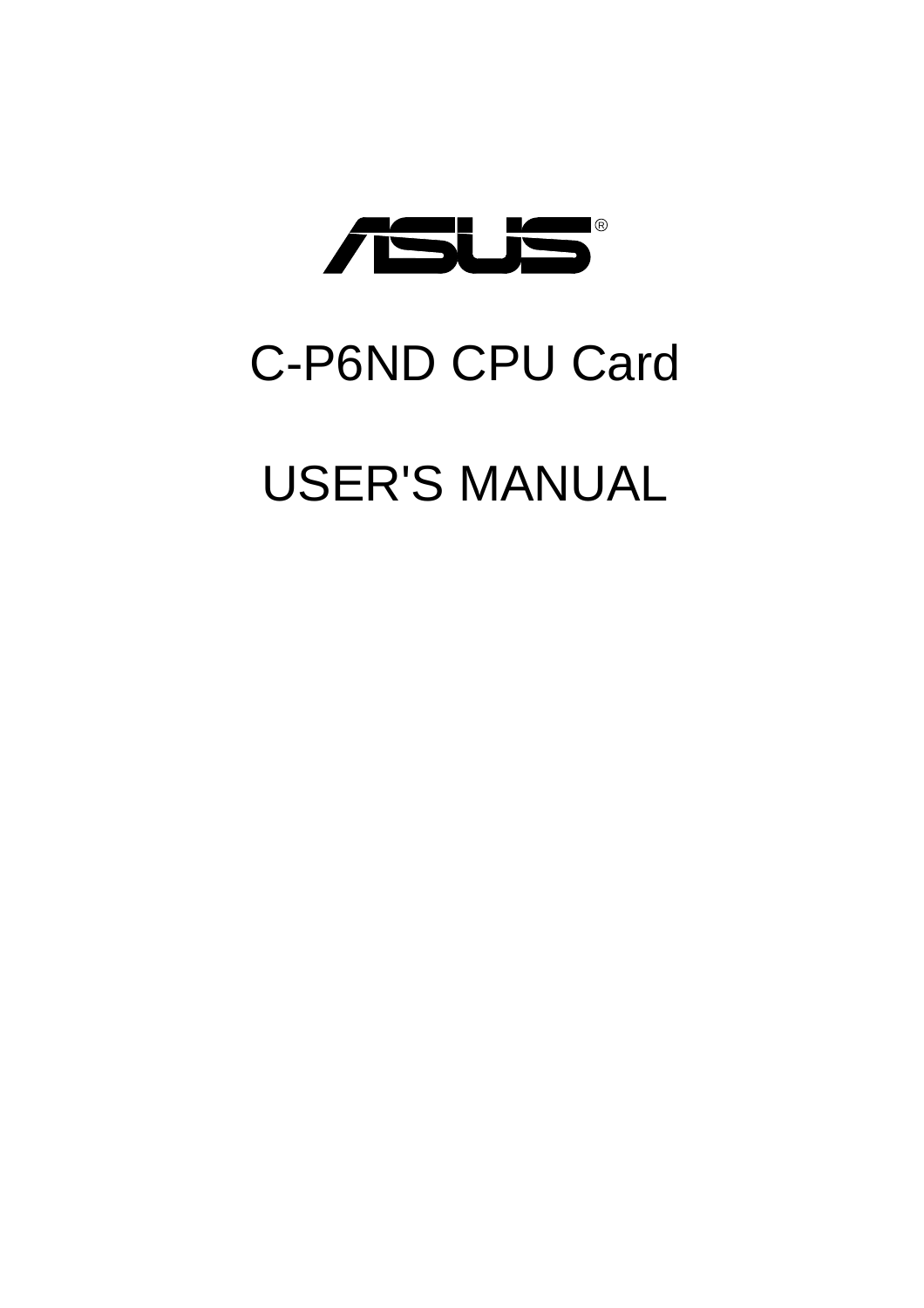# ASUS®

# C-P6ND CPU Card

# USER'S MANUAL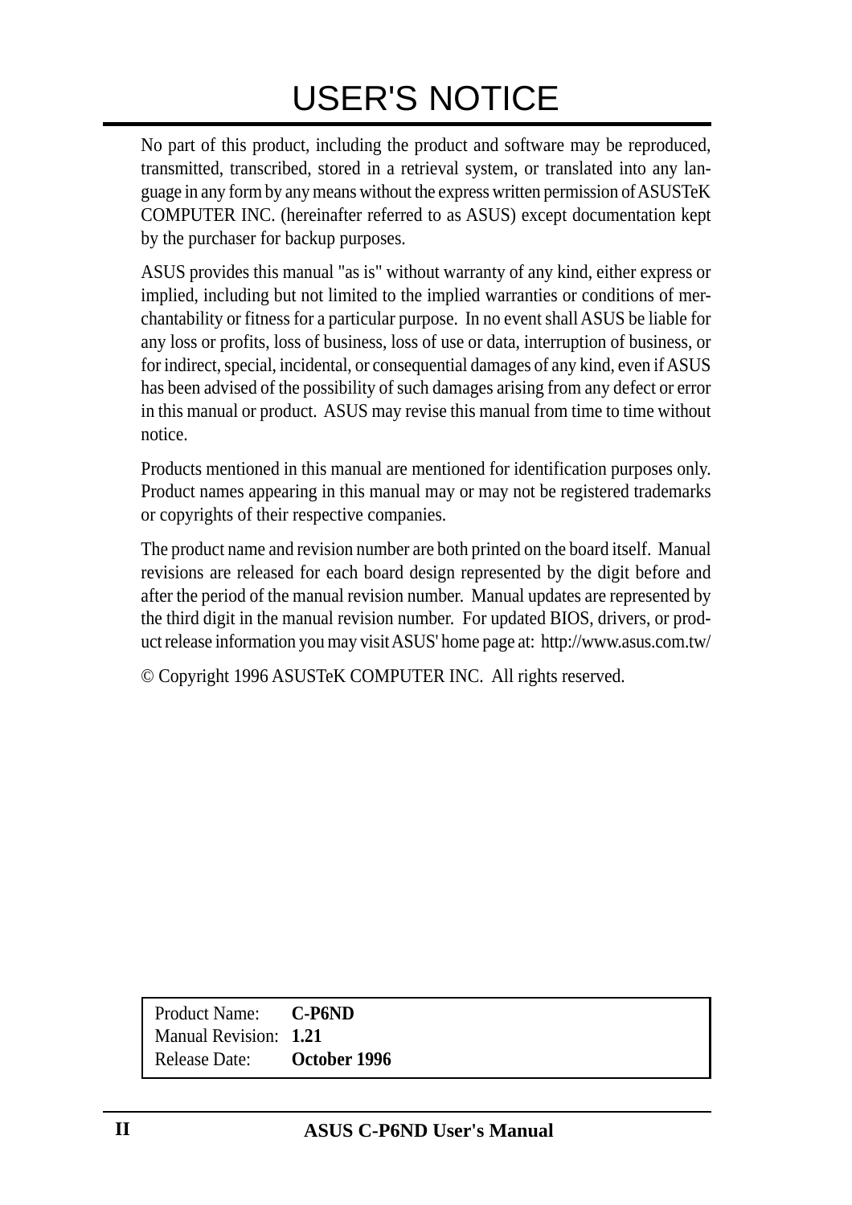# USER'S NOTICE

No part of this product, including the product and software may be reproduced, transmitted, transcribed, stored in a retrieval system, or translated into any language in any form by any means without the express written permission of ASUSTeK COMPUTER INC. (hereinafter referred to as ASUS) except documentation kept by the purchaser for backup purposes.

ASUS provides this manual "as is" without warranty of any kind, either express or implied, including but not limited to the implied warranties or conditions of merchantability or fitness for a particular purpose. In no event shall ASUS be liable for any loss or profits, loss of business, loss of use or data, interruption of business, or for indirect, special, incidental, or consequential damages of any kind, even if ASUS has been advised of the possibility of such damages arising from any defect or error in this manual or product. ASUS may revise this manual from time to time without notice.

Products mentioned in this manual are mentioned for identification purposes only. Product names appearing in this manual may or may not be registered trademarks or copyrights of their respective companies.

The product name and revision number are both printed on the board itself. Manual revisions are released for each board design represented by the digit before and after the period of the manual revision number. Manual updates are represented by the third digit in the manual revision number. For updated BIOS, drivers, or product release information you may visit ASUS' home page at: http://www.asus.com.tw/

© Copyright 1996 ASUSTeK COMPUTER INC. All rights reserved.

| | |
|---|---|
| Product Name: | **C-P6ND** |
| Manual Revision: | **1.21** |
| Release Date: | **October 1996** |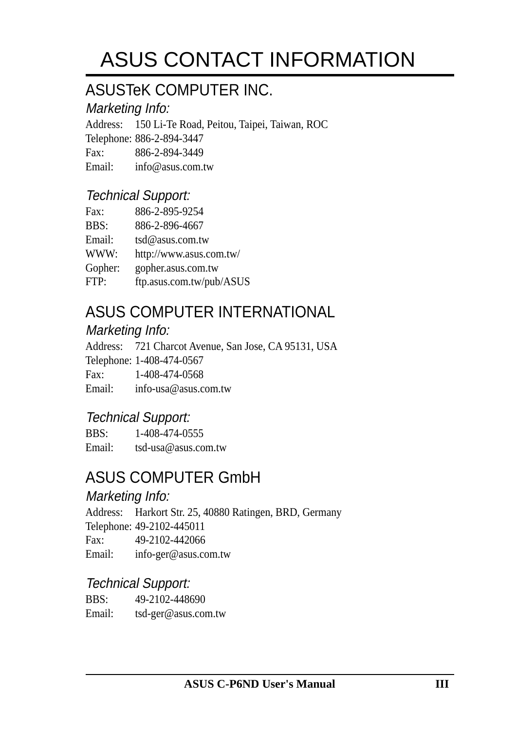# ASUS CONTACT INFORMATION

## ASUSTeK COMPUTER INC.

### *Marketing Info:*

Address: 150 Li-Te Road, Peitou, Taipei, Taiwan, ROC
Telephone: 886-2-894-3447
Fax: 886-2-894-3449
Email: info@asus.com.tw

### *Technical Support:*

Fax: 886-2-895-9254
BBS: 886-2-896-4667
Email: tsd@asus.com.tw
WWW: http://www.asus.com.tw/
Gopher: gopher.asus.com.tw
FTP: ftp.asus.com.tw/pub/ASUS

## ASUS COMPUTER INTERNATIONAL

### *Marketing Info:*

Address: 721 Charcot Avenue, San Jose, CA 95131, USA
Telephone: 1-408-474-0567
Fax: 1-408-474-0568
Email: info-usa@asus.com.tw

### *Technical Support:*

BBS: 1-408-474-0555
Email: tsd-usa@asus.com.tw

## ASUS COMPUTER GmbH

### *Marketing Info:*

Address: Harkort Str. 25, 40880 Ratingen, BRD, Germany
Telephone: 49-2102-445011
Fax: 49-2102-442066
Email: info-ger@asus.com.tw

### *Technical Support:*

BBS: 49-2102-448690
Email: tsd-ger@asus.com.tw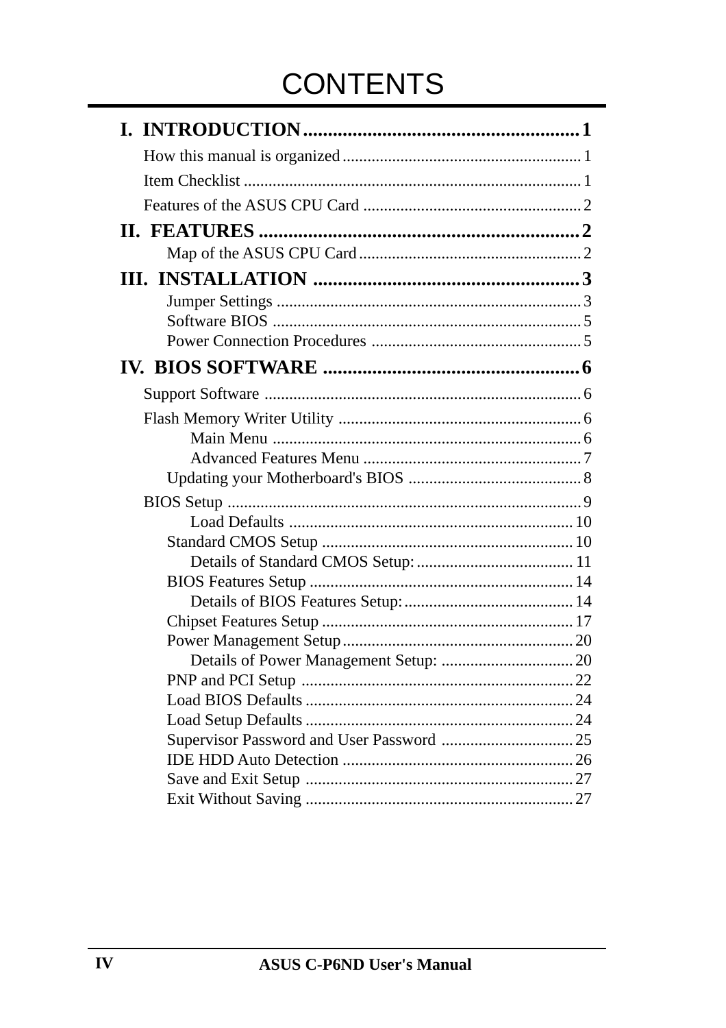# CONTENTS

**I. INTRODUCTION........................................................1**

How this manual is organized........................................................1

Item Checklist........................................................1

Features of the ASUS CPU Card........................................................2

**II. FEATURES........................................................2**

Map of the ASUS CPU Card........................................................2

**III. INSTALLATION........................................................3**

Jumper Settings........................................................3

Software BIOS........................................................5

Power Connection Procedures........................................................5

**IV. BIOS SOFTWARE........................................................6**

Support Software........................................................6

Flash Memory Writer Utility........................................................6

Main Menu........................................................6

Advanced Features Menu........................................................7

Updating your Motherboard's BIOS........................................................8

BIOS Setup........................................................9

Load Defaults........................................................10

Standard CMOS Setup........................................................10

Details of Standard CMOS Setup:........................................................11

BIOS Features Setup........................................................14

Details of BIOS Features Setup:........................................................14

Chipset Features Setup........................................................17

Power Management Setup........................................................20

Details of Power Management Setup:........................................................20

PNP and PCI Setup........................................................22

Load BIOS Defaults........................................................24

Load Setup Defaults........................................................24

Supervisor Password and User Password........................................................25

IDE HDD Auto Detection........................................................26

Save and Exit Setup........................................................27

Exit Without Saving........................................................27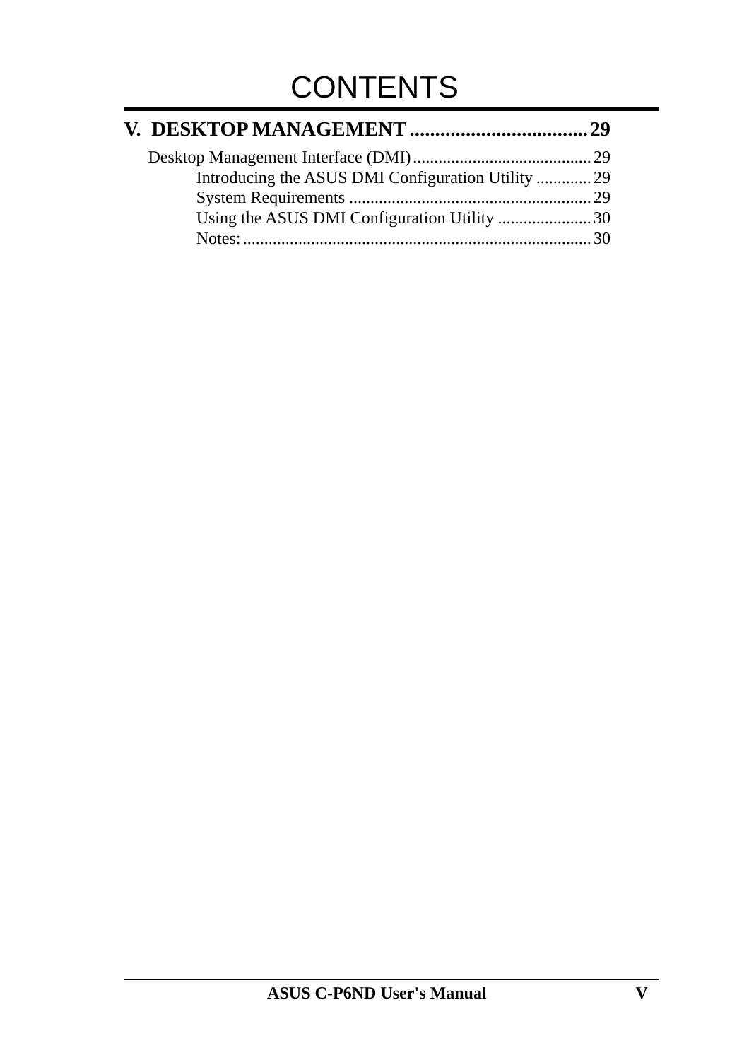# CONTENTS

**V. DESKTOP MANAGEMENT .................................. 29**

Desktop Management Interface (DMI) .......................................... 29

- Introducing the ASUS DMI Configuration Utility ............. 29
- System Requirements ......................................................... 29
- Using the ASUS DMI Configuration Utility ...................... 30
- Notes: .................................................................................. 30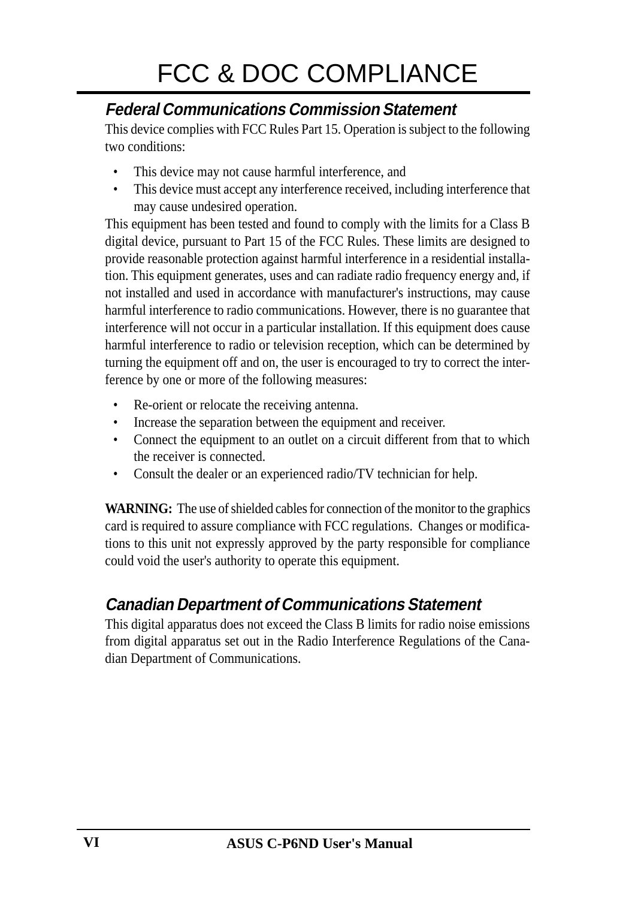# FCC & DOC COMPLIANCE

## *Federal Communications Commission Statement*

This device complies with FCC Rules Part 15. Operation is subject to the following two conditions:

- This device may not cause harmful interference, and
- This device must accept any interference received, including interference that may cause undesired operation.

This equipment has been tested and found to comply with the limits for a Class B digital device, pursuant to Part 15 of the FCC Rules. These limits are designed to provide reasonable protection against harmful interference in a residential installation. This equipment generates, uses and can radiate radio frequency energy and, if not installed and used in accordance with manufacturer's instructions, may cause harmful interference to radio communications. However, there is no guarantee that interference will not occur in a particular installation. If this equipment does cause harmful interference to radio or television reception, which can be determined by turning the equipment off and on, the user is encouraged to try to correct the interference by one or more of the following measures:

- Re-orient or relocate the receiving antenna.
- Increase the separation between the equipment and receiver.
- Connect the equipment to an outlet on a circuit different from that to which the receiver is connected.
- Consult the dealer or an experienced radio/TV technician for help.

**WARNING:** The use of shielded cables for connection of the monitor to the graphics card is required to assure compliance with FCC regulations. Changes or modifications to this unit not expressly approved by the party responsible for compliance could void the user's authority to operate this equipment.

## *Canadian Department of Communications Statement*

This digital apparatus does not exceed the Class B limits for radio noise emissions from digital apparatus set out in the Radio Interference Regulations of the Canadian Department of Communications.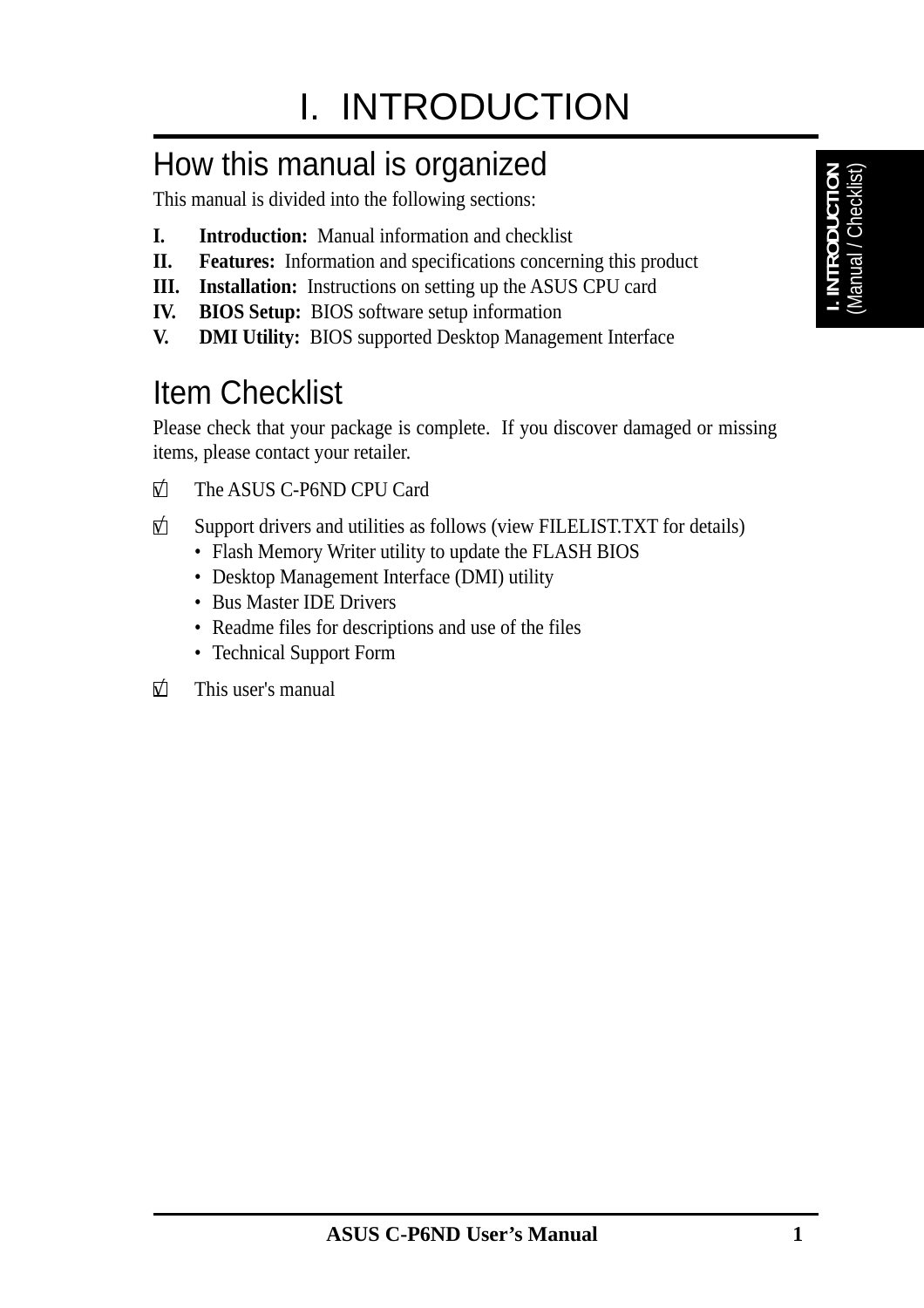# I. INTRODUCTION

## How this manual is organized

This manual is divided into the following sections:

**I. Introduction:** Manual information and checklist
**II. Features:** Information and specifications concerning this product
**III. Installation:** Instructions on setting up the ASUS CPU card
**IV. BIOS Setup:** BIOS software setup information
**V. DMI Utility:** BIOS supported Desktop Management Interface

## Item Checklist

Please check that your package is complete. If you discover damaged or missing items, please contact your retailer.

☑ The ASUS C-P6ND CPU Card

☑ Support drivers and utilities as follows (view FILELIST.TXT for details)
- Flash Memory Writer utility to update the FLASH BIOS
- Desktop Management Interface (DMI) utility
- Bus Master IDE Drivers
- Readme files for descriptions and use of the files
- Technical Support Form

☑ This user's manual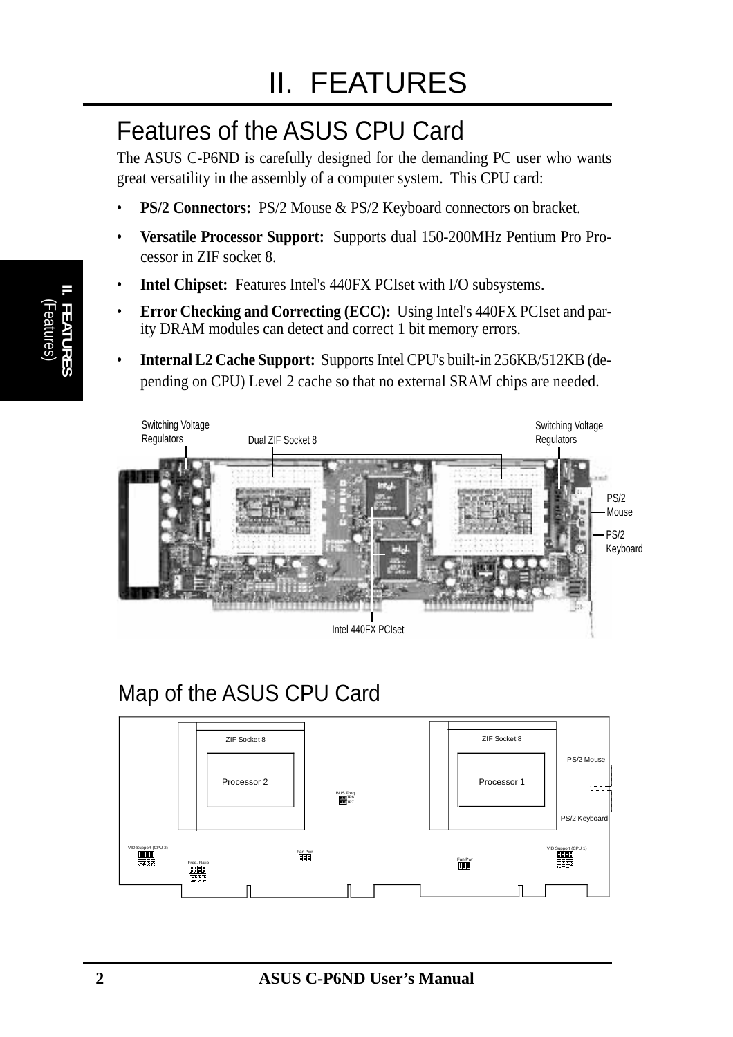# II. FEATURES

## Features of the ASUS CPU Card

The ASUS C-P6ND is carefully designed for the demanding PC user who wants great versatility in the assembly of a computer system. This CPU card:

- **PS/2 Connectors:** PS/2 Mouse & PS/2 Keyboard connectors on bracket.
- **Versatile Processor Support:** Supports dual 150-200MHz Pentium Pro Processor in ZIF socket 8.
- **Intel Chipset:** Features Intel's 440FX PCIset with I/O subsystems.
- **Error Checking and Correcting (ECC):** Using Intel's 440FX PCIset and parity DRAM modules can detect and correct 1 bit memory errors.
- **Internal L2 Cache Support:** Supports Intel CPU's built-in 256KB/512KB (depending on CPU) Level 2 cache so that no external SRAM chips are needed.

Switching Voltage Regulators | Dual ZIF Socket 8 | Switching Voltage Regulators | PS/2 Mouse | PS/2 Keyboard | Intel 440FX PCIset

## Map of the ASUS CPU Card

ZIF Socket 8 | Processor 2 | BUS Freq. JP6 JP7 | ZIF Socket 8 | Processor 1 | PS/2 Mouse | PS/2 Keyboard | VID Support (CPU 2) | Freq. Ratio | Fan Pwr | Fan Pwr | VID Support (CPU 1)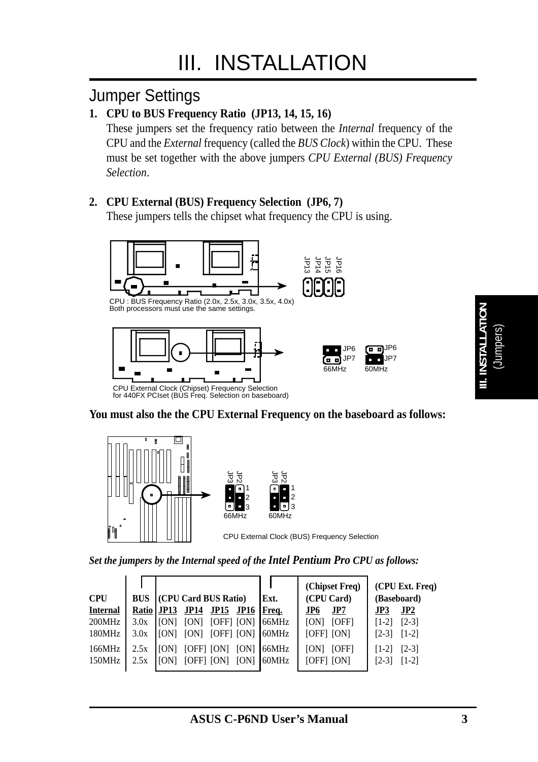# III. INSTALLATION

## Jumper Settings

1. **CPU to BUS Frequency Ratio (JP13, 14, 15, 16)**
   These jumpers set the frequency ratio between the *Internal* frequency of the CPU and the *External* frequency (called the *BUS Clock*) within the CPU. These must be set together with the above jumpers *CPU External (BUS) Frequency Selection*.

2. **CPU External (BUS) Frequency Selection (JP6, 7)**
   These jumpers tells the chipset what frequency the CPU is using.

JP13 JP14 JP15 JP16

CPU : BUS Frequency Ratio (2.0x, 2.5x, 3.0x, 3.5x, 4.0x)
Both processors must use the same settings.

JP6 JP7 66MHz — JP6 JP7 60MHz

CPU External Clock (Chipset) Frequency Selection
for 440FX PCIset (BUS Freq. Selection on baseboard)

**You must also the the CPU External Frequency on the baseboard as follows:**

JP3 JP2 1 2 3 66MHz — JP3 JP2 1 2 3 60MHz

CPU External Clock (BUS) Frequency Selection

***Set the jumpers by the Internal speed of the Intel Pentium Pro CPU as follows:***

| CPU Internal | BUS Ratio | (CPU Card BUS Ratio) JP13 | JP14 | JP15 | JP16 | Ext. Freq. | (Chipset Freq) (CPU Card) JP6 | JP7 | (CPU Ext. Freq) (Baseboard) JP3 | JP2 |
|---|---|---|---|---|---|---|---|---|---|---|
| 200MHz | 3.0x | [ON] | [ON] | [OFF] | [ON] | 66MHz | [ON] | [OFF] | [1-2] | [2-3] |
| 180MHz | 3.0x | [ON] | [ON] | [OFF] | [ON] | 60MHz | [OFF] | [ON] | [2-3] | [1-2] |
| 166MHz | 2.5x | [ON] | [OFF] | [ON] | [ON] | 66MHz | [ON] | [OFF] | [1-2] | [2-3] |
| 150MHz | 2.5x | [ON] | [OFF] | [ON] | [ON] | 60MHz | [OFF] | [ON] | [2-3] | [1-2] |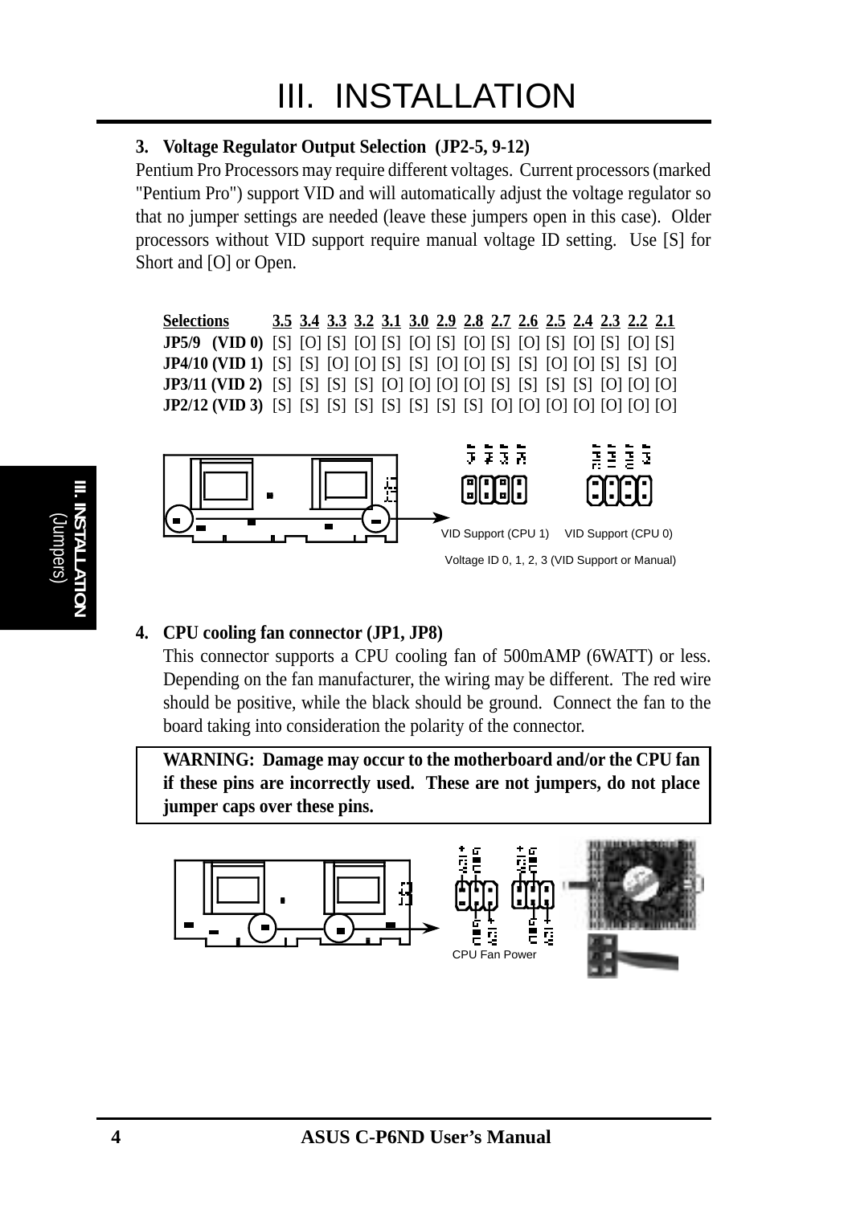### 3. Voltage Regulator Output Selection (JP2-5, 9-12)

Pentium Pro Processors may require different voltages. Current processors (marked "Pentium Pro") support VID and will automatically adjust the voltage regulator so that no jumper settings are needed (leave these jumpers open in this case). Older processors without VID support require manual voltage ID setting. Use [S] for Short and [O] or Open.

| Selections | 3.5 | 3.4 | 3.3 | 3.2 | 3.1 | 3.0 | 2.9 | 2.8 | 2.7 | 2.6 | 2.5 | 2.4 | 2.3 | 2.2 | 2.1 |
|---|---|---|---|---|---|---|---|---|---|---|---|---|---|---|---|
| **JP5/9 (VID 0)** | [S] | [O] | [S] | [O] | [S] | [O] | [S] | [O] | [S] | [O] | [S] | [O] | [S] | [O] | [S] |
| **JP4/10 (VID 1)** | [S] | [S] | [O] | [O] | [S] | [S] | [O] | [O] | [S] | [S] | [O] | [O] | [S] | [S] | [O] |
| **JP3/11 (VID 2)** | [S] | [S] | [S] | [S] | [O] | [O] | [O] | [O] | [S] | [S] | [S] | [S] | [O] | [O] | [O] |
| **JP2/12 (VID 3)** | [S] | [S] | [S] | [S] | [S] | [S] | [S] | [S] | [O] | [O] | [O] | [O] | [O] | [O] | [O] |

VID Support (CPU 1) VID Support (CPU 0)

Voltage ID 0, 1, 2, 3 (VID Support or Manual)

### 4. CPU cooling fan connector (JP1, JP8)

This connector supports a CPU cooling fan of 500mAMP (6WATT) or less. Depending on the fan manufacturer, the wiring may be different. The red wire should be positive, while the black should be ground. Connect the fan to the board taking into consideration the polarity of the connector.

**WARNING: Damage may occur to the motherboard and/or the CPU fan if these pins are incorrectly used. These are not jumpers, do not place jumper caps over these pins.**

CPU Fan Power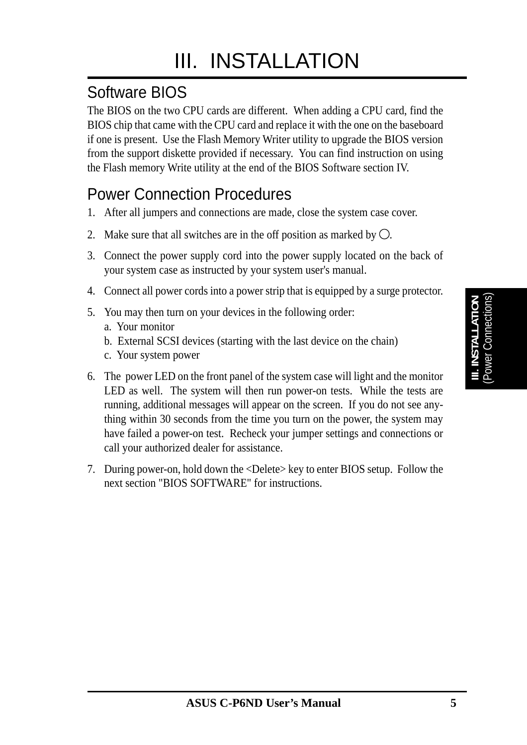# III. INSTALLATION

## Software BIOS

The BIOS on the two CPU cards are different. When adding a CPU card, find the BIOS chip that came with the CPU card and replace it with the one on the baseboard if one is present. Use the Flash Memory Writer utility to upgrade the BIOS version from the support diskette provided if necessary. You can find instruction on using the Flash memory Write utility at the end of the BIOS Software section IV.

## Power Connection Procedures

1. After all jumpers and connections are made, close the system case cover.
2. Make sure that all switches are in the off position as marked by ○.
3. Connect the power supply cord into the power supply located on the back of your system case as instructed by your system user's manual.
4. Connect all power cords into a power strip that is equipped by a surge protector.
5. You may then turn on your devices in the following order:
   a. Your monitor
   b. External SCSI devices (starting with the last device on the chain)
   c. Your system power
6. The power LED on the front panel of the system case will light and the monitor LED as well. The system will then run power-on tests. While the tests are running, additional messages will appear on the screen. If you do not see anything within 30 seconds from the time you turn on the power, the system may have failed a power-on test. Recheck your jumper settings and connections or call your authorized dealer for assistance.
7. During power-on, hold down the <Delete> key to enter BIOS setup. Follow the next section "BIOS SOFTWARE" for instructions.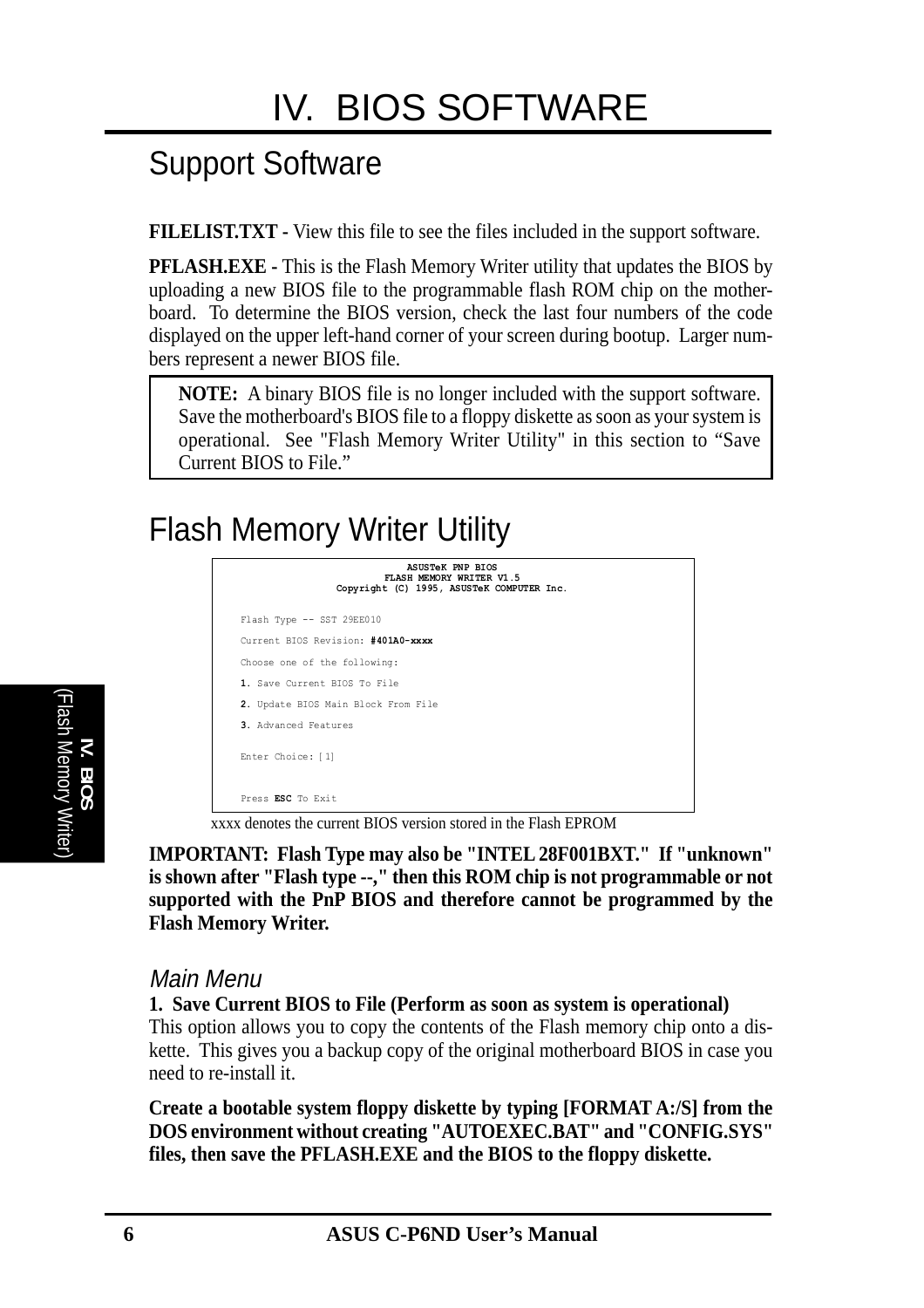# IV. BIOS SOFTWARE

## Support Software

**FILELIST.TXT -** View this file to see the files included in the support software.

**PFLASH.EXE -** This is the Flash Memory Writer utility that updates the BIOS by uploading a new BIOS file to the programmable flash ROM chip on the motherboard. To determine the BIOS version, check the last four numbers of the code displayed on the upper left-hand corner of your screen during bootup. Larger numbers represent a newer BIOS file.

> **NOTE:** A binary BIOS file is no longer included with the support software. Save the motherboard's BIOS file to a floppy diskette as soon as your system is operational. See "Flash Memory Writer Utility" in this section to "Save Current BIOS to File."

## Flash Memory Writer Utility

```
                    ASUSTeK PNP BIOS
                FLASH MEMORY WRITER V1.5
      Copyright (C) 1995, ASUSTeK COMPUTER Inc.

Flash Type -- SST 29EE010

Current BIOS Revision: #401A0-xxxx

Choose one of the following:

1. Save Current BIOS To File

2. Update BIOS Main Block From File

3. Advanced Features

Enter Choice: [1]


Press ESC To Exit
```

xxxx denotes the current BIOS version stored in the Flash EPROM

**IMPORTANT: Flash Type may also be "INTEL 28F001BXT." If "unknown" is shown after "Flash type --," then this ROM chip is not programmable or not supported with the PnP BIOS and therefore cannot be programmed by the Flash Memory Writer.**

### *Main Menu*

**1. Save Current BIOS to File (Perform as soon as system is operational)**

This option allows you to copy the contents of the Flash memory chip onto a diskette. This gives you a backup copy of the original motherboard BIOS in case you need to re-install it.

**Create a bootable system floppy diskette by typing [FORMAT A:/S] from the DOS environment without creating "AUTOEXEC.BAT" and "CONFIG.SYS" files, then save the PFLASH.EXE and the BIOS to the floppy diskette.**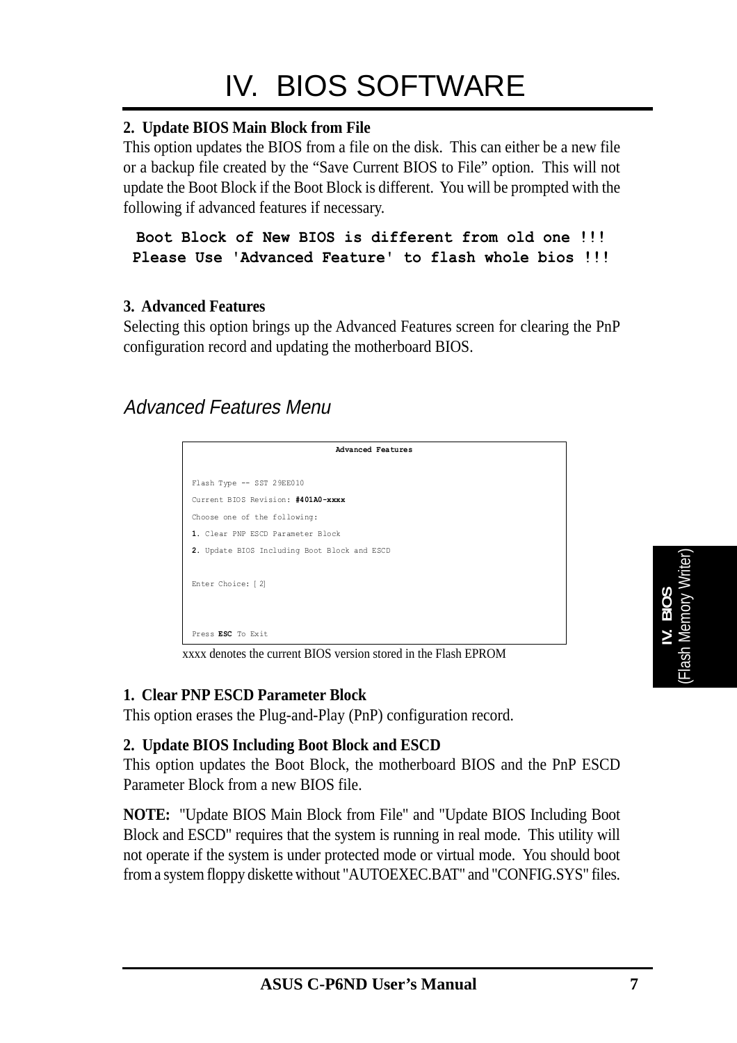# IV. BIOS SOFTWARE

**2. Update BIOS Main Block from File**

This option updates the BIOS from a file on the disk. This can either be a new file or a backup file created by the "Save Current BIOS to File" option. This will not update the Boot Block if the Boot Block is different. You will be prompted with the following if advanced features if necessary.

```
Boot Block of New BIOS is different from old one !!!
Please Use 'Advanced Feature' to flash whole bios !!!
```

**3. Advanced Features**

Selecting this option brings up the Advanced Features screen for clearing the PnP configuration record and updating the motherboard BIOS.

## *Advanced Features Menu*

```
                    Advanced Features

Flash Type -- SST 29EE010
Current BIOS Revision: #401A0-xxxx
Choose one of the following:
1. Clear PNP ESCD Parameter Block
2. Update BIOS Including Boot Block and ESCD

Enter Choice: [ 2]

Press ESC To Exit
```

xxxx denotes the current BIOS version stored in the Flash EPROM

**1. Clear PNP ESCD Parameter Block**

This option erases the Plug-and-Play (PnP) configuration record.

**2. Update BIOS Including Boot Block and ESCD**

This option updates the Boot Block, the motherboard BIOS and the PnP ESCD Parameter Block from a new BIOS file.

**NOTE:** "Update BIOS Main Block from File" and "Update BIOS Including Boot Block and ESCD" requires that the system is running in real mode. This utility will not operate if the system is under protected mode or virtual mode. You should boot from a system floppy diskette without "AUTOEXEC.BAT" and "CONFIG.SYS" files.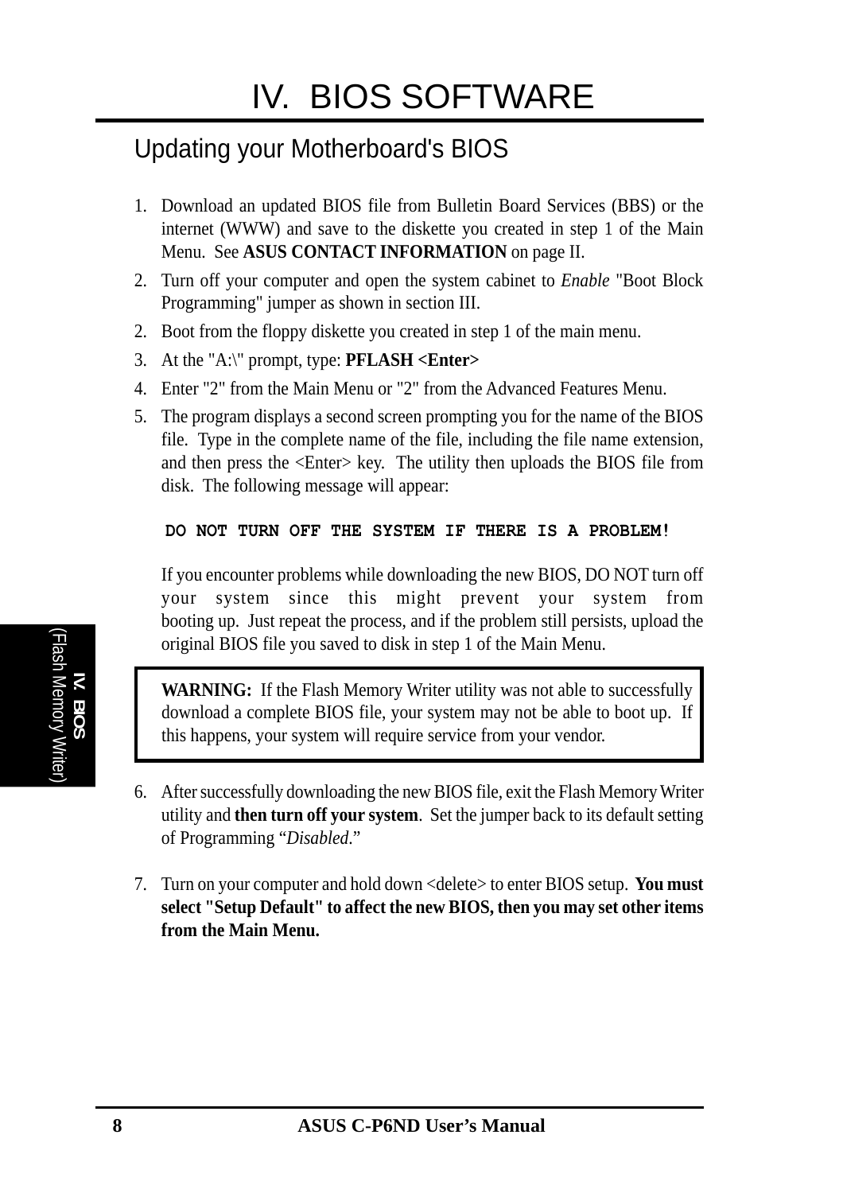# IV. BIOS SOFTWARE

## Updating your Motherboard's BIOS

1. Download an updated BIOS file from Bulletin Board Services (BBS) or the internet (WWW) and save to the diskette you created in step 1 of the Main Menu. See **ASUS CONTACT INFORMATION** on page II.
2. Turn off your computer and open the system cabinet to *Enable* "Boot Block Programming" jumper as shown in section III.
2. Boot from the floppy diskette you created in step 1 of the main menu.
3. At the "A:\" prompt, type: **PFLASH <Enter>**
4. Enter "2" from the Main Menu or "2" from the Advanced Features Menu.
5. The program displays a second screen prompting you for the name of the BIOS file. Type in the complete name of the file, including the file name extension, and then press the <Enter> key. The utility then uploads the BIOS file from disk. The following message will appear:

   **DO NOT TURN OFF THE SYSTEM IF THERE IS A PROBLEM!**

   If you encounter problems while downloading the new BIOS, DO NOT turn off your system since this might prevent your system from booting up. Just repeat the process, and if the problem still persists, upload the original BIOS file you saved to disk in step 1 of the Main Menu.

   > **WARNING:** If the Flash Memory Writer utility was not able to successfully download a complete BIOS file, your system may not be able to boot up. If this happens, your system will require service from your vendor.

6. After successfully downloading the new BIOS file, exit the Flash Memory Writer utility and **then turn off your system**. Set the jumper back to its default setting of Programming "*Disabled*."

7. Turn on your computer and hold down <delete> to enter BIOS setup. **You must select "Setup Default" to affect the new BIOS, then you may set other items from the Main Menu.**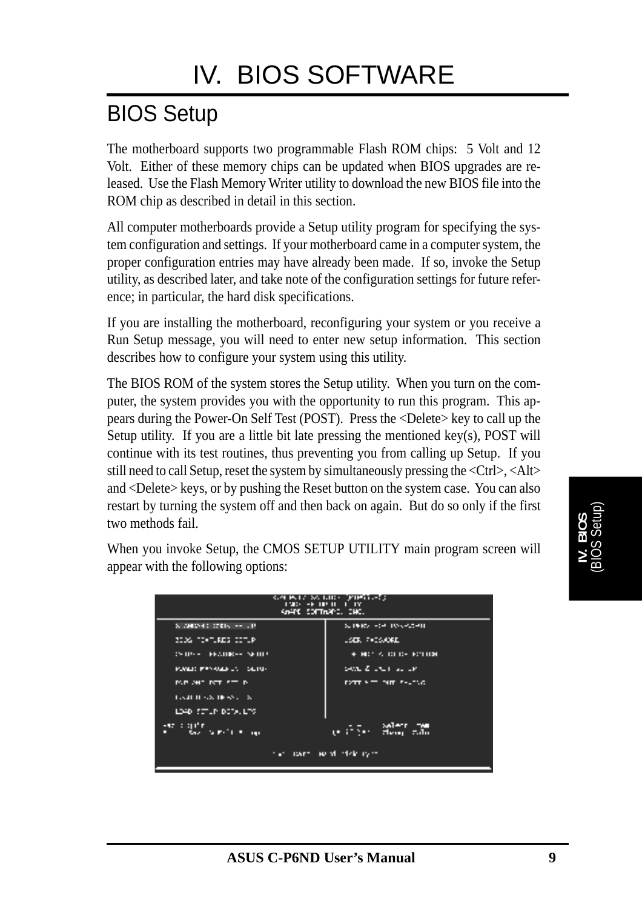# IV. BIOS SOFTWARE

## BIOS Setup

The motherboard supports two programmable Flash ROM chips: 5 Volt and 12 Volt. Either of these memory chips can be updated when BIOS upgrades are released. Use the Flash Memory Writer utility to download the new BIOS file into the ROM chip as described in detail in this section.

All computer motherboards provide a Setup utility program for specifying the system configuration and settings. If your motherboard came in a computer system, the proper configuration entries may have already been made. If so, invoke the Setup utility, as described later, and take note of the configuration settings for future reference; in particular, the hard disk specifications.

If you are installing the motherboard, reconfiguring your system or you receive a Run Setup message, you will need to enter new setup information. This section describes how to configure your system using this utility.

The BIOS ROM of the system stores the Setup utility. When you turn on the computer, the system provides you with the opportunity to run this program. This appears during the Power-On Self Test (POST). Press the <Delete> key to call up the Setup utility. If you are a little bit late pressing the mentioned key(s), POST will continue with its test routines, thus preventing you from calling up Setup. If you still need to call Setup, reset the system by simultaneously pressing the <Ctrl>, <Alt> and <Delete> keys, or by pushing the Reset button on the system case. You can also restart by turning the system off and then back on again. But do so only if the first two methods fail.

When you invoke Setup, the CMOS SETUP UTILITY main program screen will appear with the following options: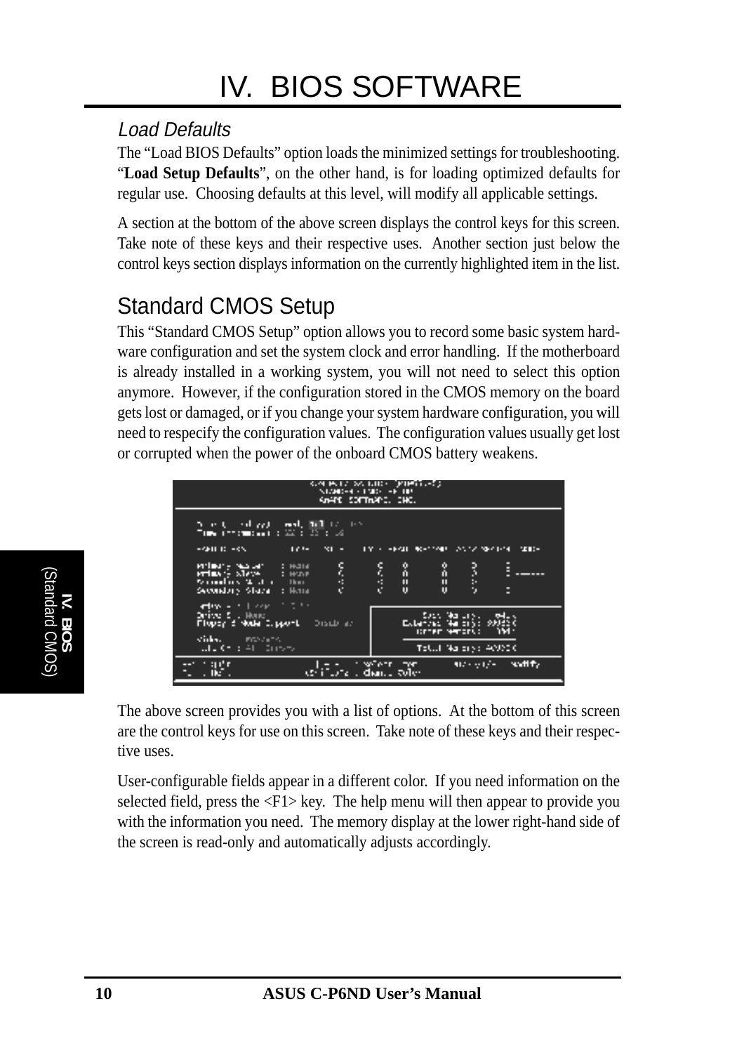# IV. BIOS SOFTWARE

### *Load Defaults*

The “Load BIOS Defaults” option loads the minimized settings for troubleshooting. “**Load Setup Defaults**”, on the other hand, is for loading optimized defaults for regular use. Choosing defaults at this level, will modify all applicable settings.

A section at the bottom of the above screen displays the control keys for this screen. Take note of these keys and their respective uses. Another section just below the control keys section displays information on the currently highlighted item in the list.

## Standard CMOS Setup

This “Standard CMOS Setup” option allows you to record some basic system hardware configuration and set the system clock and error handling. If the motherboard is already installed in a working system, you will not need to select this option anymore. However, if the configuration stored in the CMOS memory on the board gets lost or damaged, or if you change your system hardware configuration, you will need to respecify the configuration values. The configuration values usually get lost or corrupted when the power of the onboard CMOS battery weakens.

The above screen provides you with a list of options. At the bottom of this screen are the control keys for use on this screen. Take note of these keys and their respective uses.

User-configurable fields appear in a different color. If you need information on the selected field, press the <F1> key. The help menu will then appear to provide you with the information you need. The memory display at the lower right-hand side of the screen is read-only and automatically adjusts accordingly.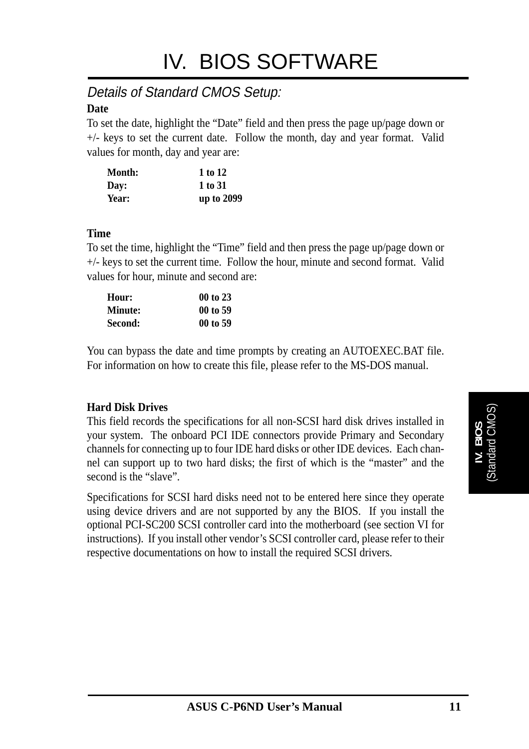# IV. BIOS SOFTWARE

## *Details of Standard CMOS Setup:*

**Date**

To set the date, highlight the "Date" field and then press the page up/page down or +/- keys to set the current date. Follow the month, day and year format. Valid values for month, day and year are:

| | |
|---|---|
| **Month:** | **1 to 12** |
| **Day:** | **1 to 31** |
| **Year:** | **up to 2099** |

**Time**

To set the time, highlight the "Time" field and then press the page up/page down or +/- keys to set the current time. Follow the hour, minute and second format. Valid values for hour, minute and second are:

| | |
|---|---|
| **Hour:** | **00 to 23** |
| **Minute:** | **00 to 59** |
| **Second:** | **00 to 59** |

You can bypass the date and time prompts by creating an AUTOEXEC.BAT file. For information on how to create this file, please refer to the MS-DOS manual.

**Hard Disk Drives**

This field records the specifications for all non-SCSI hard disk drives installed in your system. The onboard PCI IDE connectors provide Primary and Secondary channels for connecting up to four IDE hard disks or other IDE devices. Each channel can support up to two hard disks; the first of which is the "master" and the second is the "slave".

Specifications for SCSI hard disks need not to be entered here since they operate using device drivers and are not supported by any the BIOS. If you install the optional PCI-SC200 SCSI controller card into the motherboard (see section VI for instructions). If you install other vendor's SCSI controller card, please refer to their respective documentations on how to install the required SCSI drivers.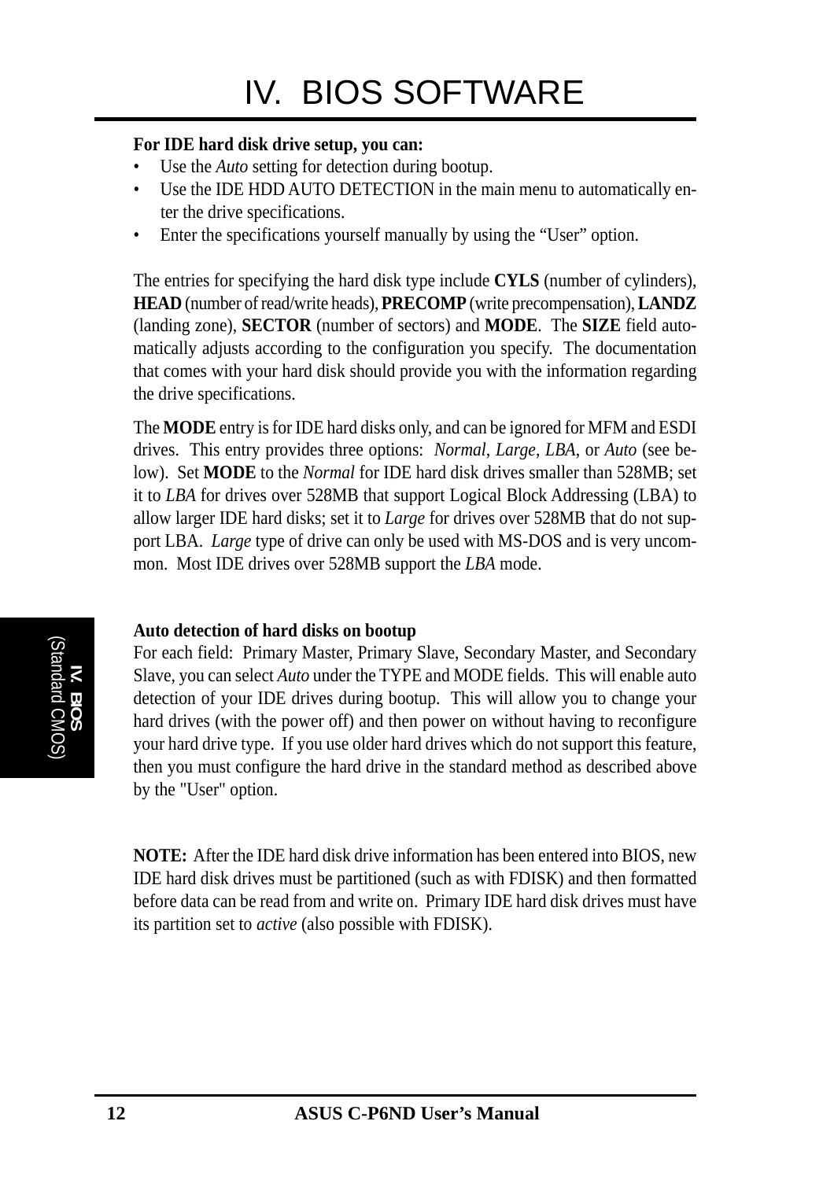**For IDE hard disk drive setup, you can:**

- Use the *Auto* setting for detection during bootup.
- Use the IDE HDD AUTO DETECTION in the main menu to automatically enter the drive specifications.
- Enter the specifications yourself manually by using the "User" option.

The entries for specifying the hard disk type include **CYLS** (number of cylinders), **HEAD** (number of read/write heads), **PRECOMP** (write precompensation), **LANDZ** (landing zone), **SECTOR** (number of sectors) and **MODE**. The **SIZE** field automatically adjusts according to the configuration you specify. The documentation that comes with your hard disk should provide you with the information regarding the drive specifications.

The **MODE** entry is for IDE hard disks only, and can be ignored for MFM and ESDI drives. This entry provides three options: *Normal*, *Large*, *LBA*, or *Auto* (see below). Set **MODE** to the *Normal* for IDE hard disk drives smaller than 528MB; set it to *LBA* for drives over 528MB that support Logical Block Addressing (LBA) to allow larger IDE hard disks; set it to *Large* for drives over 528MB that do not support LBA. *Large* type of drive can only be used with MS-DOS and is very uncommon. Most IDE drives over 528MB support the *LBA* mode.

**Auto detection of hard disks on bootup**

For each field: Primary Master, Primary Slave, Secondary Master, and Secondary Slave, you can select *Auto* under the TYPE and MODE fields. This will enable auto detection of your IDE drives during bootup. This will allow you to change your hard drives (with the power off) and then power on without having to reconfigure your hard drive type. If you use older hard drives which do not support this feature, then you must configure the hard drive in the standard method as described above by the "User" option.

**NOTE:** After the IDE hard disk drive information has been entered into BIOS, new IDE hard disk drives must be partitioned (such as with FDISK) and then formatted before data can be read from and write on. Primary IDE hard disk drives must have its partition set to *active* (also possible with FDISK).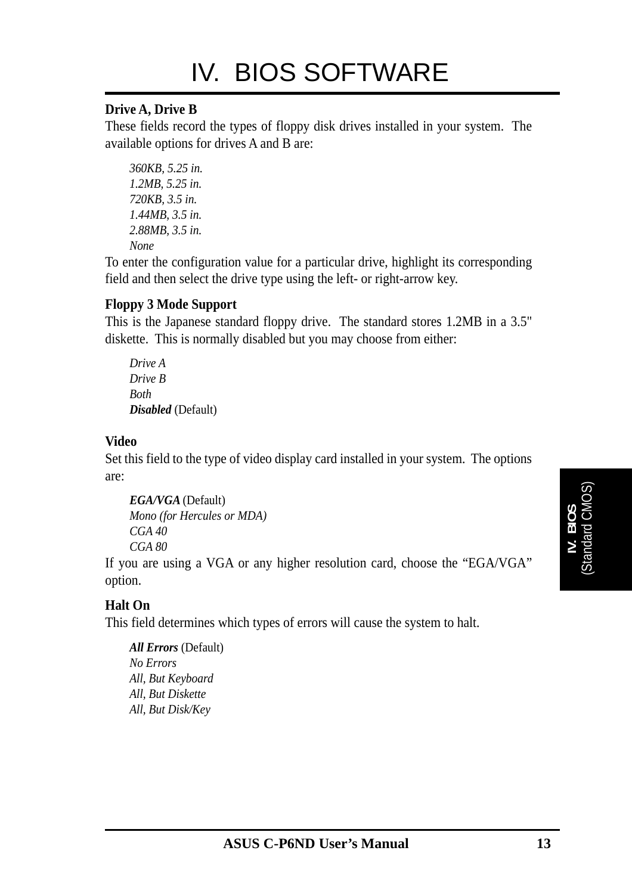# IV. BIOS SOFTWARE

**Drive A, Drive B**

These fields record the types of floppy disk drives installed in your system. The available options for drives A and B are:

*360KB, 5.25 in.*
*1.2MB, 5.25 in.*
*720KB, 3.5 in.*
*1.44MB, 3.5 in.*
*2.88MB, 3.5 in.*
*None*

To enter the configuration value for a particular drive, highlight its corresponding field and then select the drive type using the left- or right-arrow key.

**Floppy 3 Mode Support**

This is the Japanese standard floppy drive. The standard stores 1.2MB in a 3.5" diskette. This is normally disabled but you may choose from either:

*Drive A*
*Drive B*
*Both*
***Disabled*** (Default)

**Video**

Set this field to the type of video display card installed in your system. The options are:

***EGA/VGA*** (Default)
*Mono (for Hercules or MDA)*
*CGA 40*
*CGA 80*

If you are using a VGA or any higher resolution card, choose the “EGA/VGA” option.

**Halt On**

This field determines which types of errors will cause the system to halt.

***All Errors*** (Default)
*No Errors*
*All, But Keyboard*
*All, But Diskette*
*All, But Disk/Key*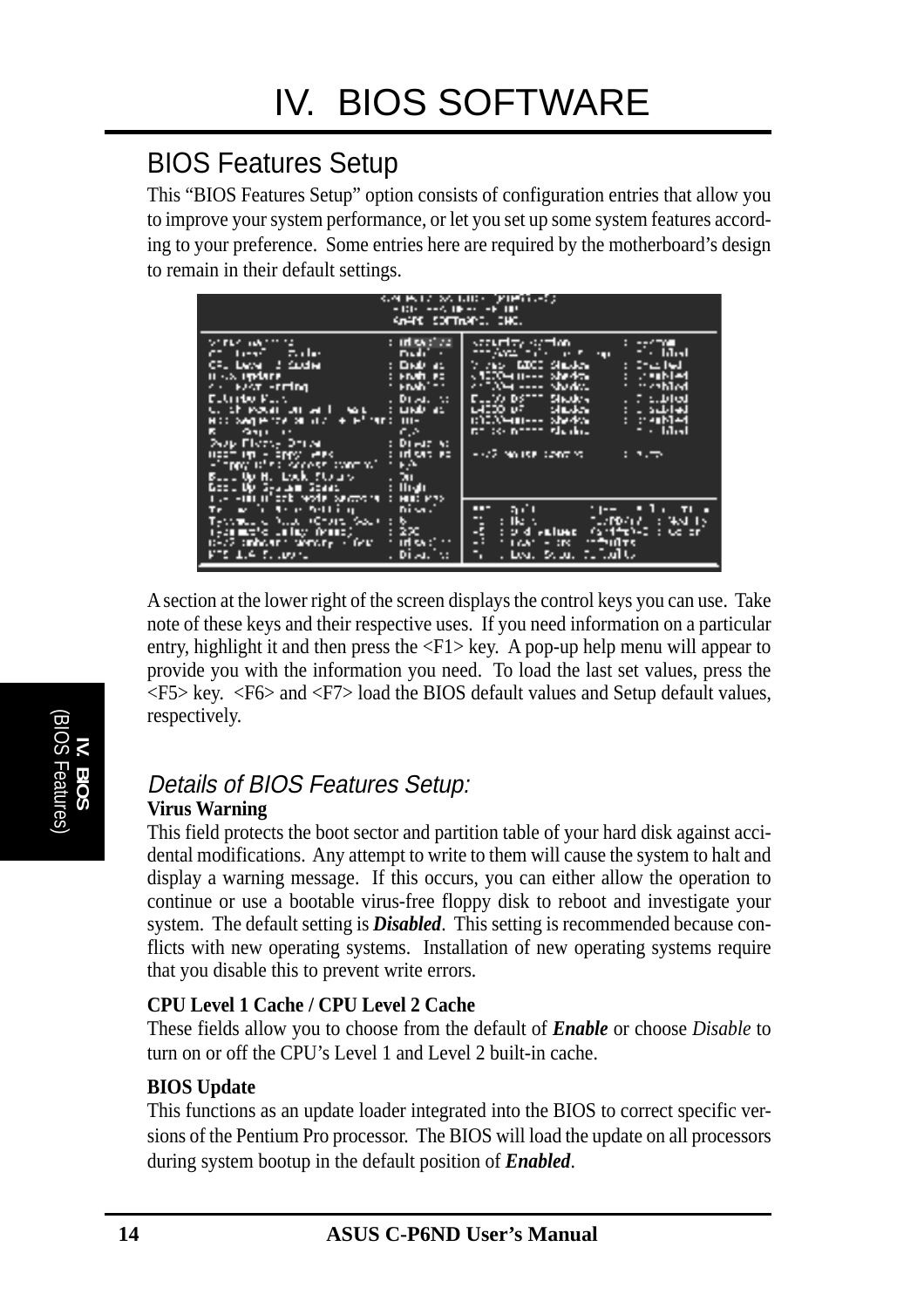# IV. BIOS SOFTWARE

## BIOS Features Setup

This “BIOS Features Setup” option consists of configuration entries that allow you to improve your system performance, or let you set up some system features according to your preference. Some entries here are required by the motherboard’s design to remain in their default settings.

A section at the lower right of the screen displays the control keys you can use. Take note of these keys and their respective uses. If you need information on a particular entry, highlight it and then press the <F1> key. A pop-up help menu will appear to provide you with the information you need. To load the last set values, press the <F5> key. <F6> and <F7> load the BIOS default values and Setup default values, respectively.

### *Details of BIOS Features Setup:*

**Virus Warning**

This field protects the boot sector and partition table of your hard disk against accidental modifications. Any attempt to write to them will cause the system to halt and display a warning message. If this occurs, you can either allow the operation to continue or use a bootable virus-free floppy disk to reboot and investigate your system. The default setting is ***Disabled***. This setting is recommended because conflicts with new operating systems. Installation of new operating systems require that you disable this to prevent write errors.

**CPU Level 1 Cache / CPU Level 2 Cache**

These fields allow you to choose from the default of ***Enable*** or choose *Disable* to turn on or off the CPU’s Level 1 and Level 2 built-in cache.

**BIOS Update**

This functions as an update loader integrated into the BIOS to correct specific versions of the Pentium Pro processor. The BIOS will load the update on all processors during system bootup in the default position of ***Enabled***.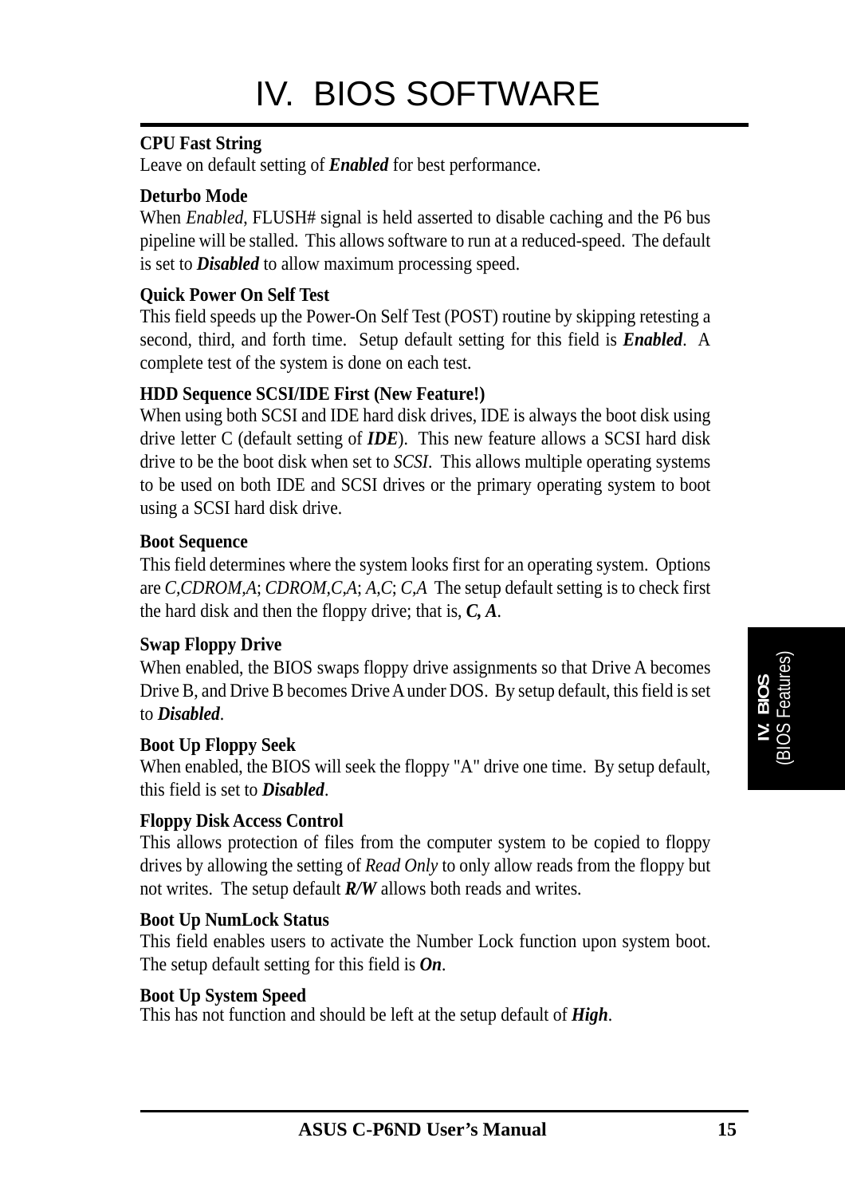# IV. BIOS SOFTWARE

**CPU Fast String**

Leave on default setting of ***Enabled*** for best performance.

**Deturbo Mode**

When *Enabled*, FLUSH# signal is held asserted to disable caching and the P6 bus pipeline will be stalled. This allows software to run at a reduced-speed. The default is set to ***Disabled*** to allow maximum processing speed.

**Quick Power On Self Test**

This field speeds up the Power-On Self Test (POST) routine by skipping retesting a second, third, and forth time. Setup default setting for this field is ***Enabled***. A complete test of the system is done on each test.

**HDD Sequence SCSI/IDE First (New Feature!)**

When using both SCSI and IDE hard disk drives, IDE is always the boot disk using drive letter C (default setting of ***IDE***). This new feature allows a SCSI hard disk drive to be the boot disk when set to *SCSI*. This allows multiple operating systems to be used on both IDE and SCSI drives or the primary operating system to boot using a SCSI hard disk drive.

**Boot Sequence**

This field determines where the system looks first for an operating system. Options are *C,CDROM,A*; *CDROM,C,A*; *A,C*; *C,A* The setup default setting is to check first the hard disk and then the floppy drive; that is, ***C, A***.

**Swap Floppy Drive**

When enabled, the BIOS swaps floppy drive assignments so that Drive A becomes Drive B, and Drive B becomes Drive A under DOS. By setup default, this field is set to ***Disabled***.

**Boot Up Floppy Seek**

When enabled, the BIOS will seek the floppy "A" drive one time. By setup default, this field is set to ***Disabled***.

**Floppy Disk Access Control**

This allows protection of files from the computer system to be copied to floppy drives by allowing the setting of *Read Only* to only allow reads from the floppy but not writes. The setup default ***R/W*** allows both reads and writes.

**Boot Up NumLock Status**

This field enables users to activate the Number Lock function upon system boot. The setup default setting for this field is ***On***.

**Boot Up System Speed**

This has not function and should be left at the setup default of ***High***.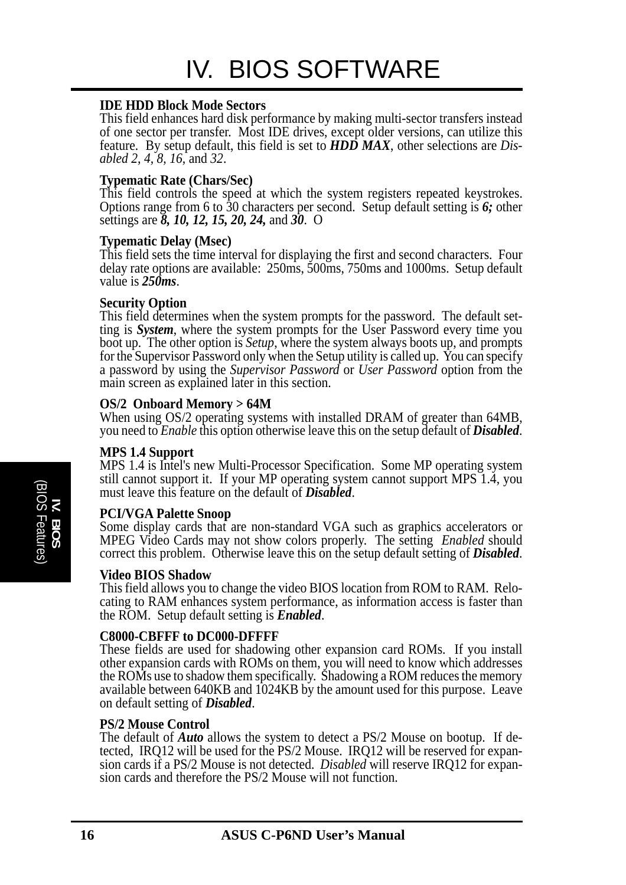**IDE HDD Block Mode Sectors**
This field enhances hard disk performance by making multi-sector transfers instead of one sector per transfer. Most IDE drives, except older versions, can utilize this feature. By setup default, this field is set to ***HDD MAX***, other selections are *Disabled 2*, *4*, *8*, *16*, and *32*.

**Typematic Rate (Chars/Sec)**
This field controls the speed at which the system registers repeated keystrokes. Options range from 6 to 30 characters per second. Setup default setting is ***6;*** other settings are ***8, 10, 12, 15, 20, 24,*** and ***30***. O

**Typematic Delay (Msec)**
This field sets the time interval for displaying the first and second characters. Four delay rate options are available: 250ms, 500ms, 750ms and 1000ms. Setup default value is ***250ms***.

**Security Option**
This field determines when the system prompts for the password. The default setting is ***System***, where the system prompts for the User Password every time you boot up. The other option is *Setup*, where the system always boots up, and prompts for the Supervisor Password only when the Setup utility is called up. You can specify a password by using the *Supervisor Password* or *User Password* option from the main screen as explained later in this section.

**OS/2 Onboard Memory > 64M**
When using OS/2 operating systems with installed DRAM of greater than 64MB, you need to *Enable* this option otherwise leave this on the setup default of ***Disabled***.

**MPS 1.4 Support**
MPS 1.4 is Intel's new Multi-Processor Specification. Some MP operating system still cannot support it. If your MP operating system cannot support MPS 1.4, you must leave this feature on the default of ***Disabled***.

**PCI/VGA Palette Snoop**
Some display cards that are non-standard VGA such as graphics accelerators or MPEG Video Cards may not show colors properly. The setting *Enabled* should correct this problem. Otherwise leave this on the setup default setting of ***Disabled***.

**Video BIOS Shadow**
This field allows you to change the video BIOS location from ROM to RAM. Relocating to RAM enhances system performance, as information access is faster than the ROM. Setup default setting is ***Enabled***.

**C8000-CBFFF to DC000-DFFFF**
These fields are used for shadowing other expansion card ROMs. If you install other expansion cards with ROMs on them, you will need to know which addresses the ROMs use to shadow them specifically. Shadowing a ROM reduces the memory available between 640KB and 1024KB by the amount used for this purpose. Leave on default setting of ***Disabled***.

**PS/2 Mouse Control**
The default of ***Auto*** allows the system to detect a PS/2 Mouse on bootup. If detected, IRQ12 will be used for the PS/2 Mouse. IRQ12 will be reserved for expansion cards if a PS/2 Mouse is not detected. *Disabled* will reserve IRQ12 for expansion cards and therefore the PS/2 Mouse will not function.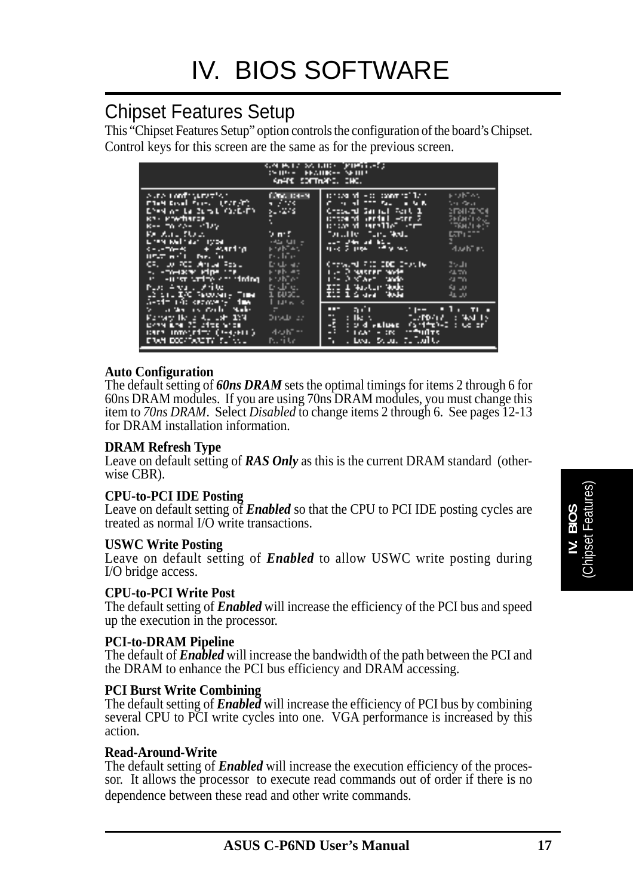# IV. BIOS SOFTWARE

## Chipset Features Setup

This "Chipset Features Setup" option controls the configuration of the board's Chipset. Control keys for this screen are the same as for the previous screen.

**Auto Configuration**
The default setting of ***60ns DRAM*** sets the optimal timings for items 2 through 6 for 60ns DRAM modules. If you are using 70ns DRAM modules, you must change this item to *70ns DRAM*. Select *Disabled* to change items 2 through 6. See pages 12-13 for DRAM installation information.

**DRAM Refresh Type**
Leave on default setting of ***RAS Only*** as this is the current DRAM standard (otherwise CBR).

**CPU-to-PCI IDE Posting**
Leave on default setting of ***Enabled*** so that the CPU to PCI IDE posting cycles are treated as normal I/O write transactions.

**USWC Write Posting**
Leave on default setting of ***Enabled*** to allow USWC write posting during I/O bridge access.

**CPU-to-PCI Write Post**
The default setting of ***Enabled*** will increase the efficiency of the PCI bus and speed up the execution in the processor.

**PCI-to-DRAM Pipeline**
The default of ***Enabled*** will increase the bandwidth of the path between the PCI and the DRAM to enhance the PCI bus efficiency and DRAM accessing.

**PCI Burst Write Combining**
The default setting of ***Enabled*** will increase the efficiency of PCI bus by combining several CPU to PCI write cycles into one. VGA performance is increased by this action.

**Read-Around-Write**
The default setting of ***Enabled*** will increase the execution efficiency of the processor. It allows the processor to execute read commands out of order if there is no dependence between these read and other write commands.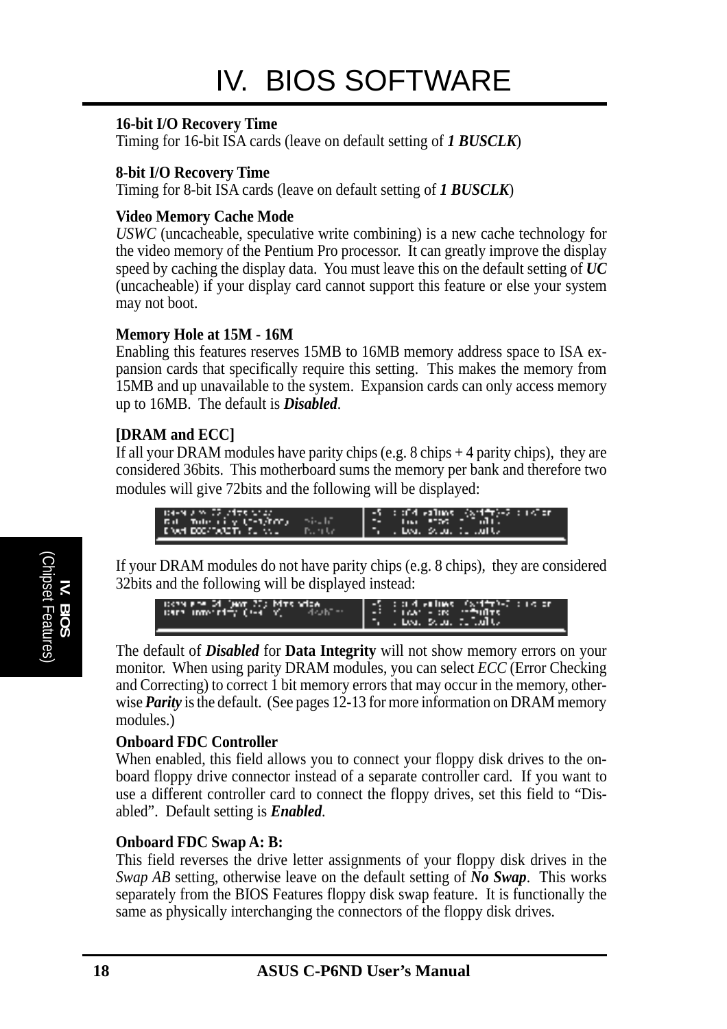# IV. BIOS SOFTWARE

**16-bit I/O Recovery Time**
Timing for 16-bit ISA cards (leave on default setting of ***1 BUSCLK***)

**8-bit I/O Recovery Time**
Timing for 8-bit ISA cards (leave on default setting of ***1 BUSCLK***)

**Video Memory Cache Mode**
*USWC* (uncacheable, speculative write combining) is a new cache technology for the video memory of the Pentium Pro processor. It can greatly improve the display speed by caching the display data. You must leave this on the default setting of ***UC*** (uncacheable) if your display card cannot support this feature or else your system may not boot.

**Memory Hole at 15M - 16M**
Enabling this features reserves 15MB to 16MB memory address space to ISA expansion cards that specifically require this setting. This makes the memory from 15MB and up unavailable to the system. Expansion cards can only access memory up to 16MB. The default is ***Disabled***.

**[DRAM and ECC]**
If all your DRAM modules have parity chips (e.g. 8 chips + 4 parity chips), they are considered 36bits. This motherboard sums the memory per bank and therefore two modules will give 72bits and the following will be displayed:

If your DRAM modules do not have parity chips (e.g. 8 chips), they are considered 32bits and the following will be displayed instead:

The default of ***Disabled*** for **Data Integrity** will not show memory errors on your monitor. When using parity DRAM modules, you can select *ECC* (Error Checking and Correcting) to correct 1 bit memory errors that may occur in the memory, otherwise ***Parity*** is the default. (See pages 12-13 for more information on DRAM memory modules.)

**Onboard FDC Controller**
When enabled, this field allows you to connect your floppy disk drives to the onboard floppy drive connector instead of a separate controller card. If you want to use a different controller card to connect the floppy drives, set this field to "Disabled". Default setting is ***Enabled***.

**Onboard FDC Swap A: B:**
This field reverses the drive letter assignments of your floppy disk drives in the *Swap AB* setting, otherwise leave on the default setting of ***No Swap***. This works separately from the BIOS Features floppy disk swap feature. It is functionally the same as physically interchanging the connectors of the floppy disk drives.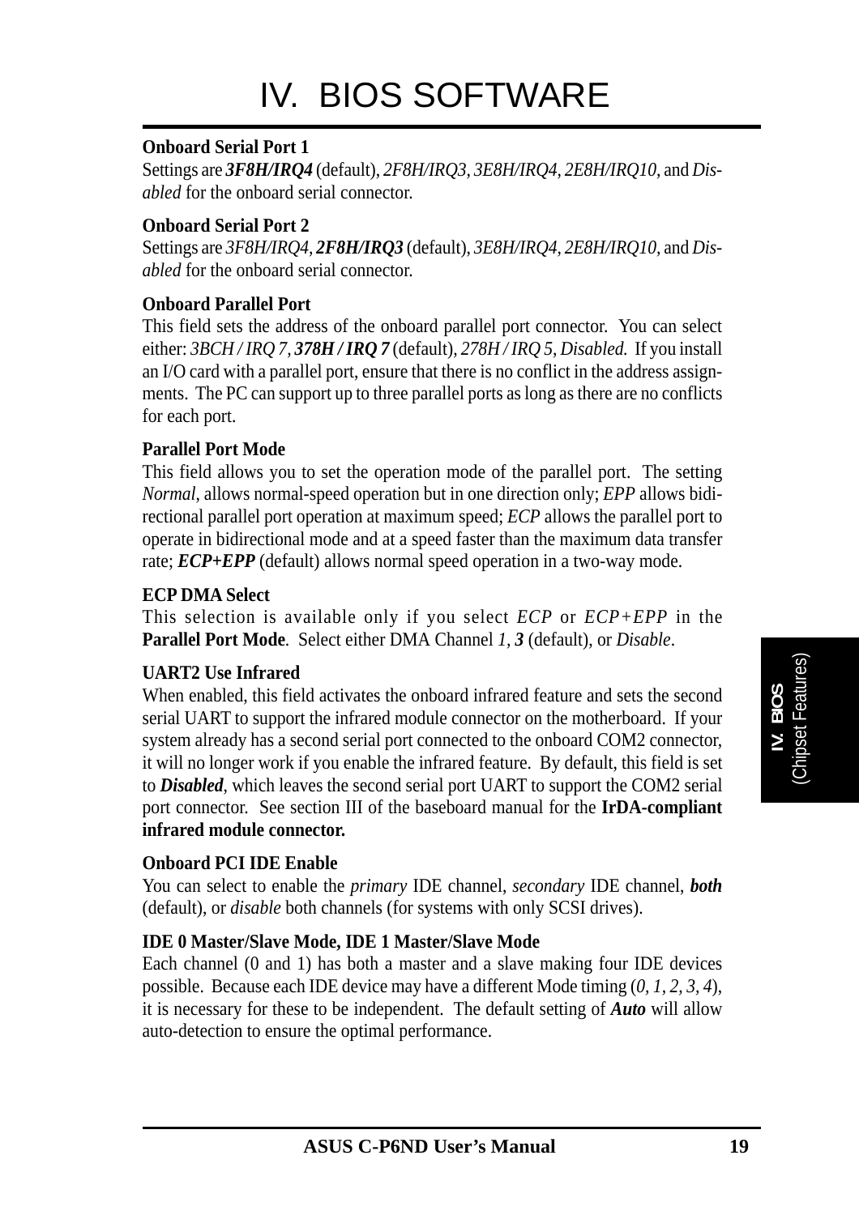**Onboard Serial Port 1**

Settings are ***3F8H/IRQ4*** (default), *2F8H/IRQ3, 3E8H/IRQ4, 2E8H/IRQ10,* and *Disabled* for the onboard serial connector.

**Onboard Serial Port 2**

Settings are *3F8H/IRQ4,* ***2F8H/IRQ3*** (default), *3E8H/IRQ4, 2E8H/IRQ10,* and *Disabled* for the onboard serial connector.

**Onboard Parallel Port**

This field sets the address of the onboard parallel port connector. You can select either: *3BCH / IRQ 7,* ***378H / IRQ 7*** (default), *278H / IRQ 5, Disabled.* If you install an I/O card with a parallel port, ensure that there is no conflict in the address assignments. The PC can support up to three parallel ports as long as there are no conflicts for each port.

**Parallel Port Mode**

This field allows you to set the operation mode of the parallel port. The setting *Normal*, allows normal-speed operation but in one direction only; *EPP* allows bidirectional parallel port operation at maximum speed; *ECP* allows the parallel port to operate in bidirectional mode and at a speed faster than the maximum data transfer rate; ***ECP+EPP*** (default) allows normal speed operation in a two-way mode.

**ECP DMA Select**

This selection is available only if you select *ECP* or *ECP+EPP* in the **Parallel Port Mode**. Select either DMA Channel *1,* ***3*** (default), or *Disable*.

**UART2 Use Infrared**

When enabled, this field activates the onboard infrared feature and sets the second serial UART to support the infrared module connector on the motherboard. If your system already has a second serial port connected to the onboard COM2 connector, it will no longer work if you enable the infrared feature. By default, this field is set to ***Disabled***, which leaves the second serial port UART to support the COM2 serial port connector. See section III of the baseboard manual for the **IrDA-compliant infrared module connector.**

**Onboard PCI IDE Enable**

You can select to enable the *primary* IDE channel, *secondary* IDE channel, ***both*** (default), or *disable* both channels (for systems with only SCSI drives).

**IDE 0 Master/Slave Mode, IDE 1 Master/Slave Mode**

Each channel (0 and 1) has both a master and a slave making four IDE devices possible. Because each IDE device may have a different Mode timing (*0, 1, 2, 3, 4*), it is necessary for these to be independent. The default setting of ***Auto*** will allow auto-detection to ensure the optimal performance.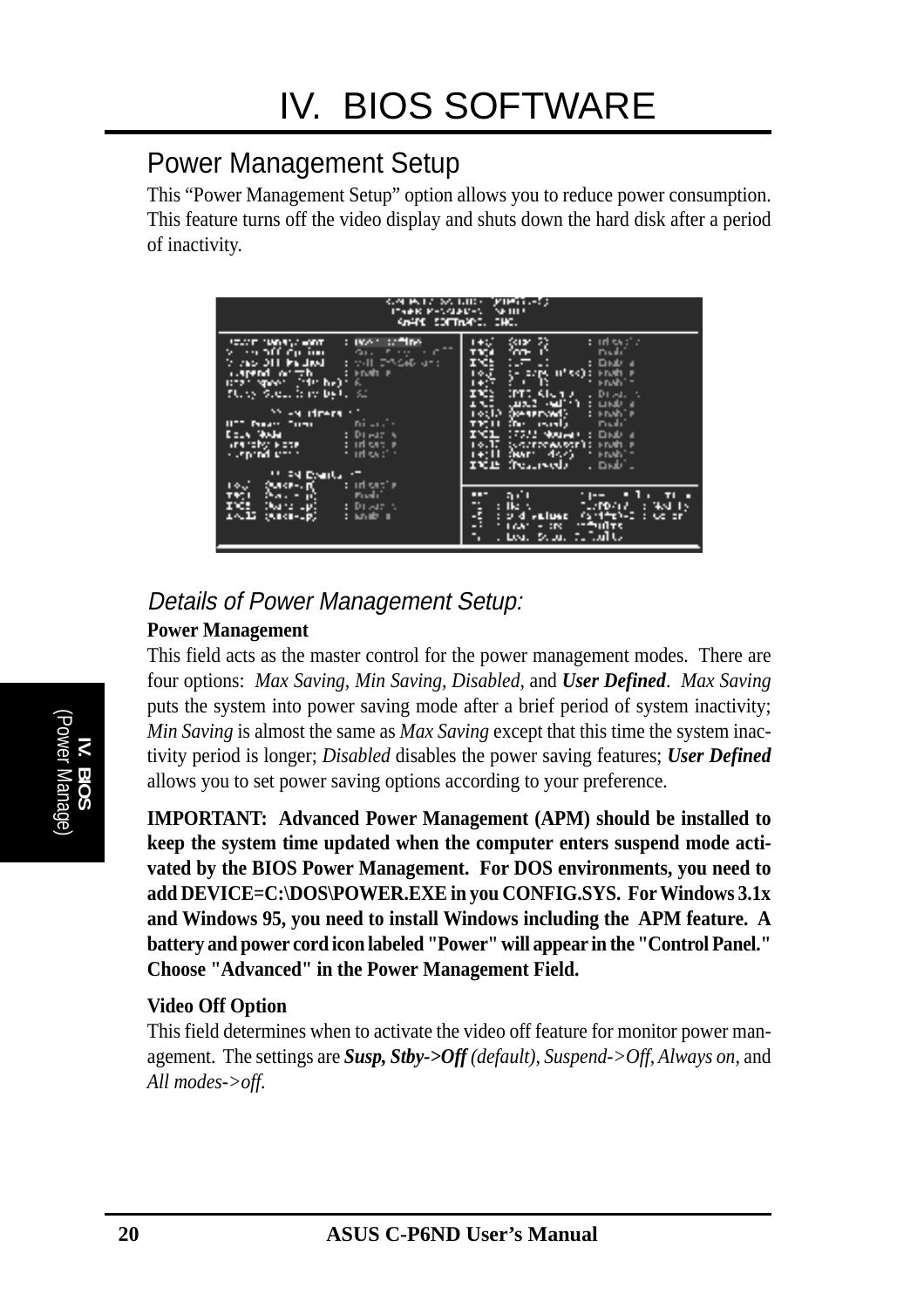# IV. BIOS SOFTWARE

## Power Management Setup

This “Power Management Setup” option allows you to reduce power consumption. This feature turns off the video display and shuts down the hard disk after a period of inactivity.

### *Details of Power Management Setup:*

**Power Management**

This field acts as the master control for the power management modes. There are four options: *Max Saving, Min Saving, Disabled,* and ***User Defined***. *Max Saving* puts the system into power saving mode after a brief period of system inactivity; *Min Saving* is almost the same as *Max Saving* except that this time the system inactivity period is longer; *Disabled* disables the power saving features; ***User Defined*** allows you to set power saving options according to your preference.

**IMPORTANT: Advanced Power Management (APM) should be installed to keep the system time updated when the computer enters suspend mode activated by the BIOS Power Management. For DOS environments, you need to add DEVICE=C:\DOS\POWER.EXE in you CONFIG.SYS. For Windows 3.1x and Windows 95, you need to install Windows including the APM feature. A battery and power cord icon labeled "Power" will appear in the "Control Panel." Choose "Advanced" in the Power Management Field.**

**Video Off Option**

This field determines when to activate the video off feature for monitor power management. The settings are ***Susp, Stby->Off*** *(default), Suspend->Off, Always on,* and *All modes->off*.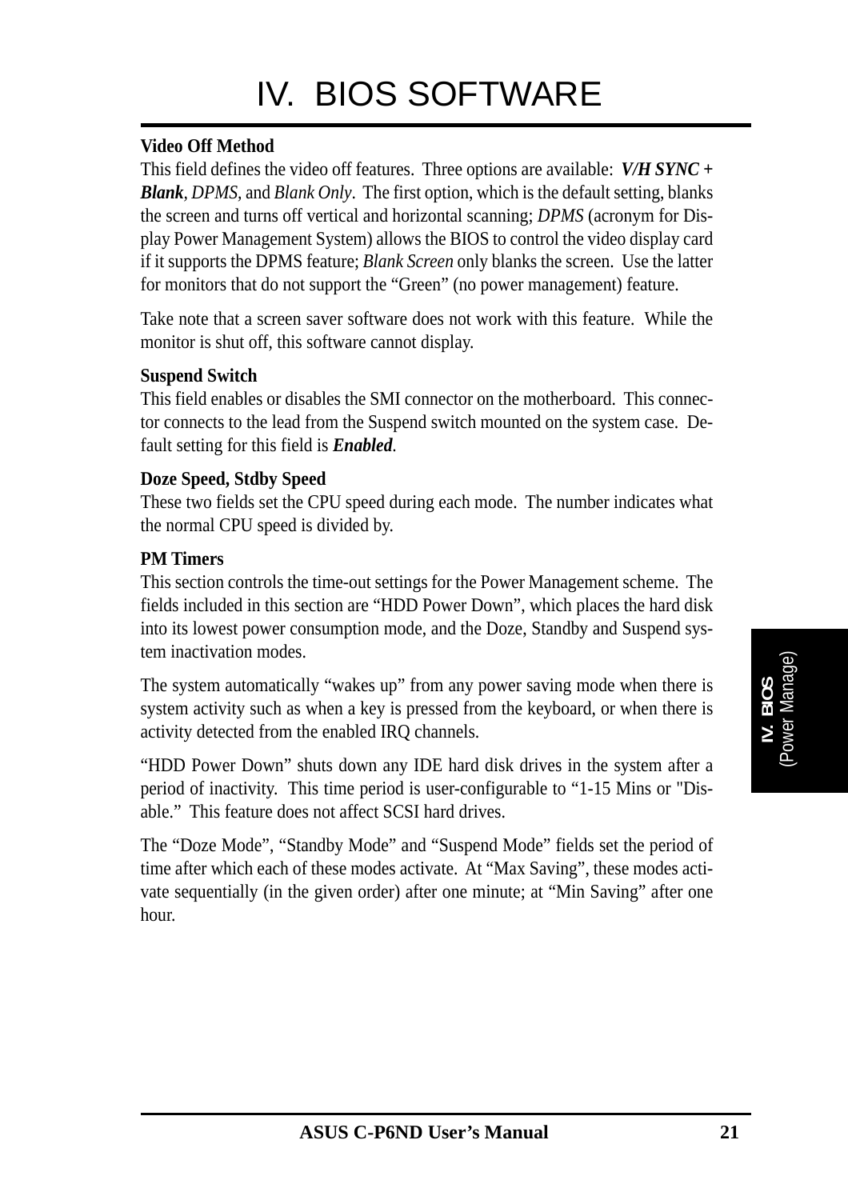**Video Off Method**
This field defines the video off features. Three options are available: ***V/H SYNC + Blank***, *DPMS*, and *Blank Only*. The first option, which is the default setting, blanks the screen and turns off vertical and horizontal scanning; *DPMS* (acronym for Display Power Management System) allows the BIOS to control the video display card if it supports the DPMS feature; *Blank Screen* only blanks the screen. Use the latter for monitors that do not support the "Green" (no power management) feature.

Take note that a screen saver software does not work with this feature. While the monitor is shut off, this software cannot display.

**Suspend Switch**
This field enables or disables the SMI connector on the motherboard. This connector connects to the lead from the Suspend switch mounted on the system case. Default setting for this field is ***Enabled***.

**Doze Speed, Stdby Speed**
These two fields set the CPU speed during each mode. The number indicates what the normal CPU speed is divided by.

**PM Timers**
This section controls the time-out settings for the Power Management scheme. The fields included in this section are "HDD Power Down", which places the hard disk into its lowest power consumption mode, and the Doze, Standby and Suspend system inactivation modes.

The system automatically "wakes up" from any power saving mode when there is system activity such as when a key is pressed from the keyboard, or when there is activity detected from the enabled IRQ channels.

"HDD Power Down" shuts down any IDE hard disk drives in the system after a period of inactivity. This time period is user-configurable to "1-15 Mins or "Disable." This feature does not affect SCSI hard drives.

The "Doze Mode", "Standby Mode" and "Suspend Mode" fields set the period of time after which each of these modes activate. At "Max Saving", these modes activate sequentially (in the given order) after one minute; at "Min Saving" after one hour.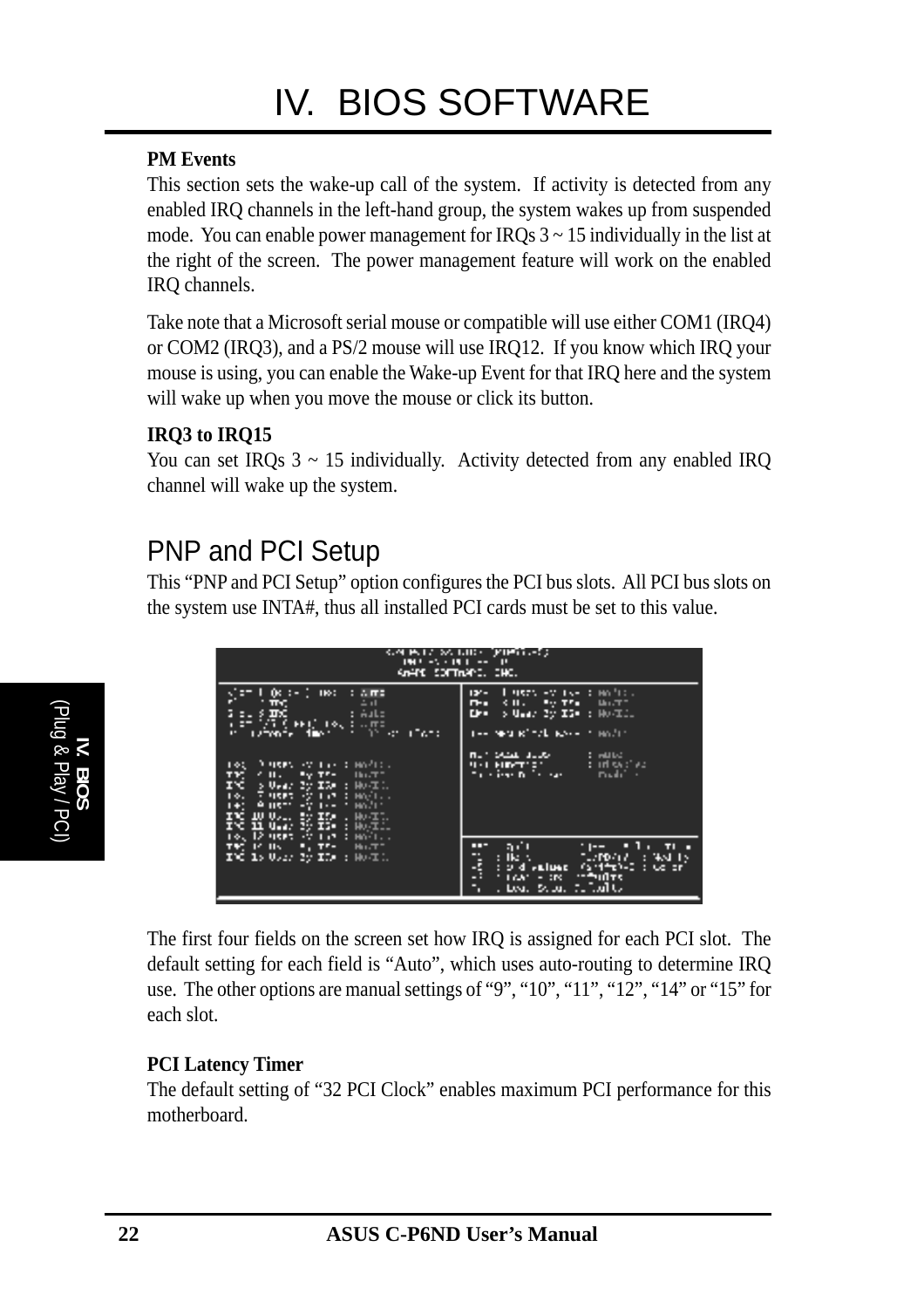# IV. BIOS SOFTWARE

**PM Events**

This section sets the wake-up call of the system. If activity is detected from any enabled IRQ channels in the left-hand group, the system wakes up from suspended mode. You can enable power management for IRQs 3 ~ 15 individually in the list at the right of the screen. The power management feature will work on the enabled IRQ channels.

Take note that a Microsoft serial mouse or compatible will use either COM1 (IRQ4) or COM2 (IRQ3), and a PS/2 mouse will use IRQ12. If you know which IRQ your mouse is using, you can enable the Wake-up Event for that IRQ here and the system will wake up when you move the mouse or click its button.

**IRQ3 to IRQ15**

You can set IRQs 3 ~ 15 individually. Activity detected from any enabled IRQ channel will wake up the system.

## PNP and PCI Setup

This "PNP and PCI Setup" option configures the PCI bus slots. All PCI bus slots on the system use INTA#, thus all installed PCI cards must be set to this value.

The first four fields on the screen set how IRQ is assigned for each PCI slot. The default setting for each field is "Auto", which uses auto-routing to determine IRQ use. The other options are manual settings of "9", "10", "11", "12", "14" or "15" for each slot.

**PCI Latency Timer**

The default setting of "32 PCI Clock" enables maximum PCI performance for this motherboard.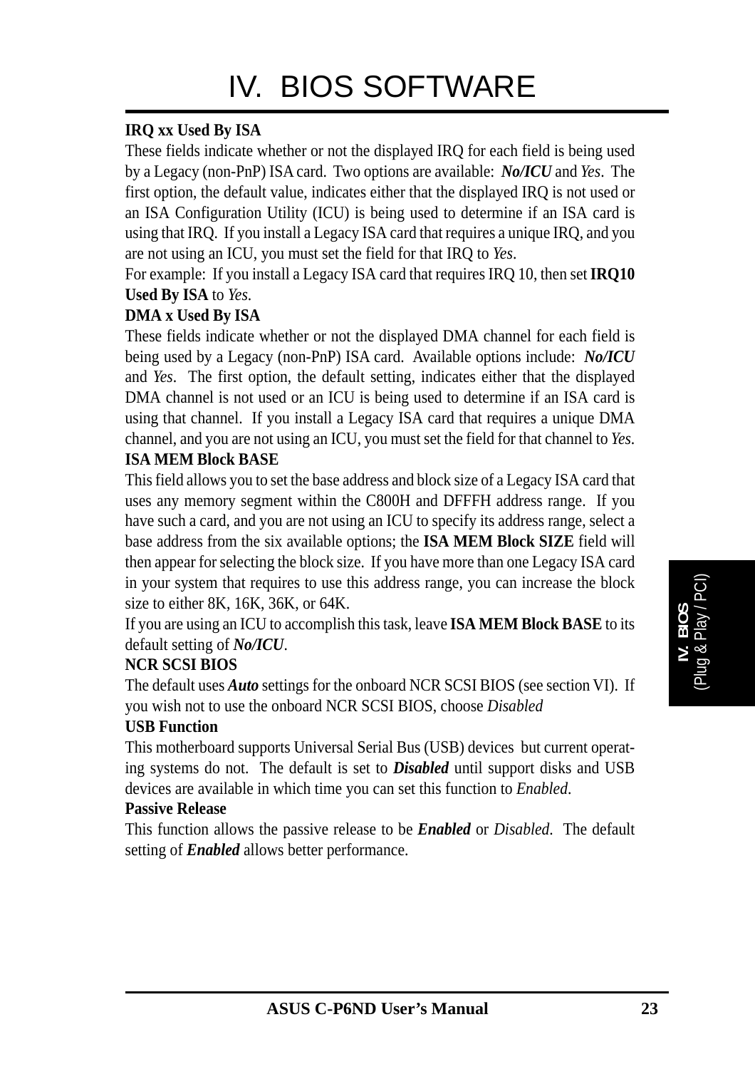# IV. BIOS SOFTWARE

**IRQ xx Used By ISA**

These fields indicate whether or not the displayed IRQ for each field is being used by a Legacy (non-PnP) ISA card. Two options are available: ***No/ICU*** and *Yes*. The first option, the default value, indicates either that the displayed IRQ is not used or an ISA Configuration Utility (ICU) is being used to determine if an ISA card is using that IRQ. If you install a Legacy ISA card that requires a unique IRQ, and you are not using an ICU, you must set the field for that IRQ to *Yes*.

For example: If you install a Legacy ISA card that requires IRQ 10, then set **IRQ10 Used By ISA** to *Yes.*

**DMA x Used By ISA**

These fields indicate whether or not the displayed DMA channel for each field is being used by a Legacy (non-PnP) ISA card. Available options include: ***No/ICU*** and *Yes*. The first option, the default setting, indicates either that the displayed DMA channel is not used or an ICU is being used to determine if an ISA card is using that channel. If you install a Legacy ISA card that requires a unique DMA channel, and you are not using an ICU, you must set the field for that channel to *Yes*.

**ISA MEM Block BASE**

This field allows you to set the base address and block size of a Legacy ISA card that uses any memory segment within the C800H and DFFFH address range. If you have such a card, and you are not using an ICU to specify its address range, select a base address from the six available options; the **ISA MEM Block SIZE** field will then appear for selecting the block size. If you have more than one Legacy ISA card in your system that requires to use this address range, you can increase the block size to either 8K, 16K, 36K, or 64K.

If you are using an ICU to accomplish this task, leave **ISA MEM Block BASE** to its default setting of ***No/ICU***.

**NCR SCSI BIOS**

The default uses ***Auto*** settings for the onboard NCR SCSI BIOS (see section VI). If you wish not to use the onboard NCR SCSI BIOS, choose *Disabled*

**USB Function**

This motherboard supports Universal Serial Bus (USB) devices but current operating systems do not. The default is set to ***Disabled*** until support disks and USB devices are available in which time you can set this function to *Enabled*.

**Passive Release**

This function allows the passive release to be ***Enabled*** or *Disabled*. The default setting of ***Enabled*** allows better performance.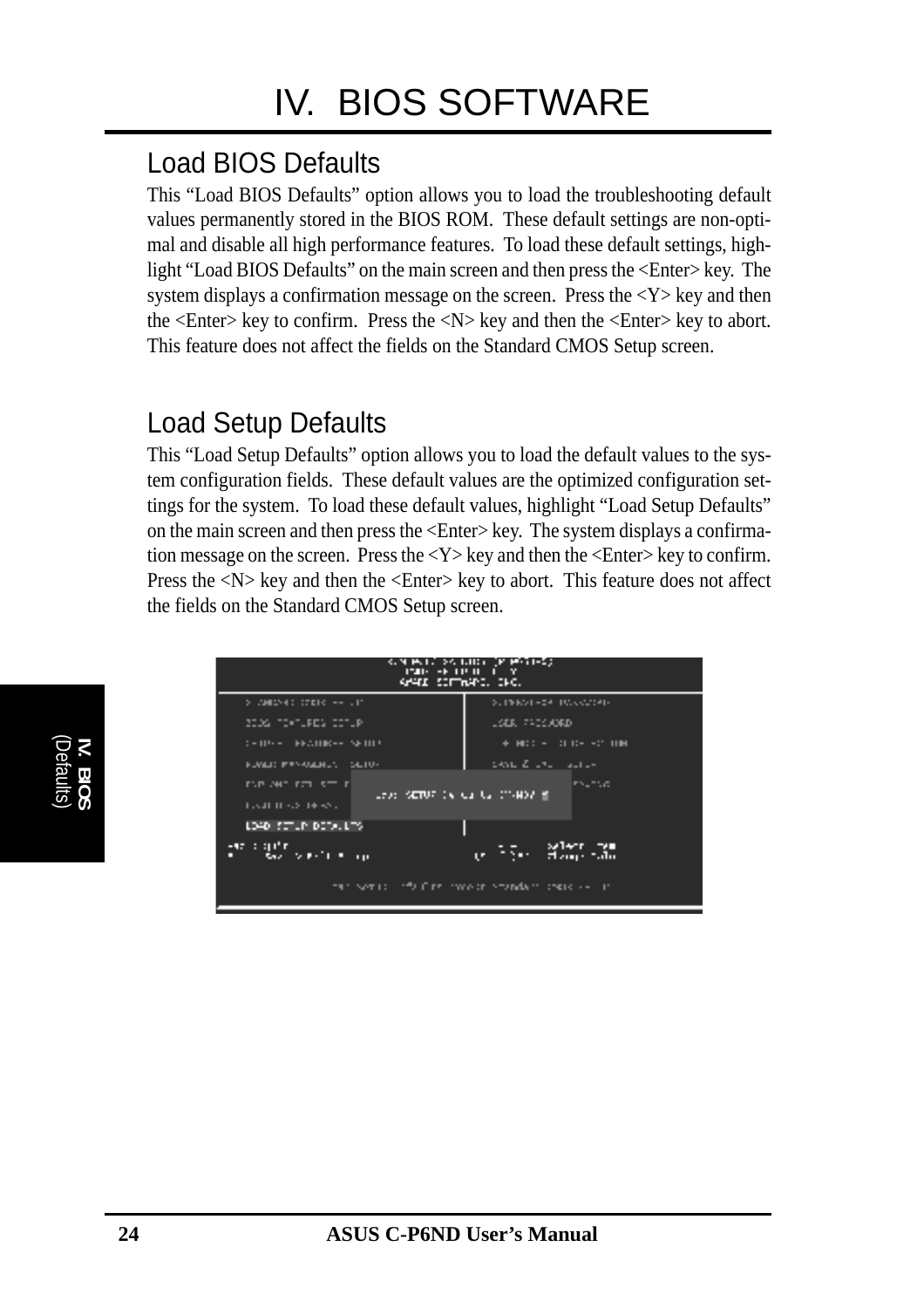## Load BIOS Defaults

This "Load BIOS Defaults" option allows you to load the troubleshooting default values permanently stored in the BIOS ROM. These default settings are non-optimal and disable all high performance features. To load these default settings, highlight "Load BIOS Defaults" on the main screen and then press the <Enter> key. The system displays a confirmation message on the screen. Press the <Y> key and then the <Enter> key to confirm. Press the <N> key and then the <Enter> key to abort. This feature does not affect the fields on the Standard CMOS Setup screen.

## Load Setup Defaults

This "Load Setup Defaults" option allows you to load the default values to the system configuration fields. These default values are the optimized configuration settings for the system. To load these default values, highlight "Load Setup Defaults" on the main screen and then press the <Enter> key. The system displays a confirmation message on the screen. Press the <Y> key and then the <Enter> key to confirm. Press the <N> key and then the <Enter> key to abort. This feature does not affect the fields on the Standard CMOS Setup screen.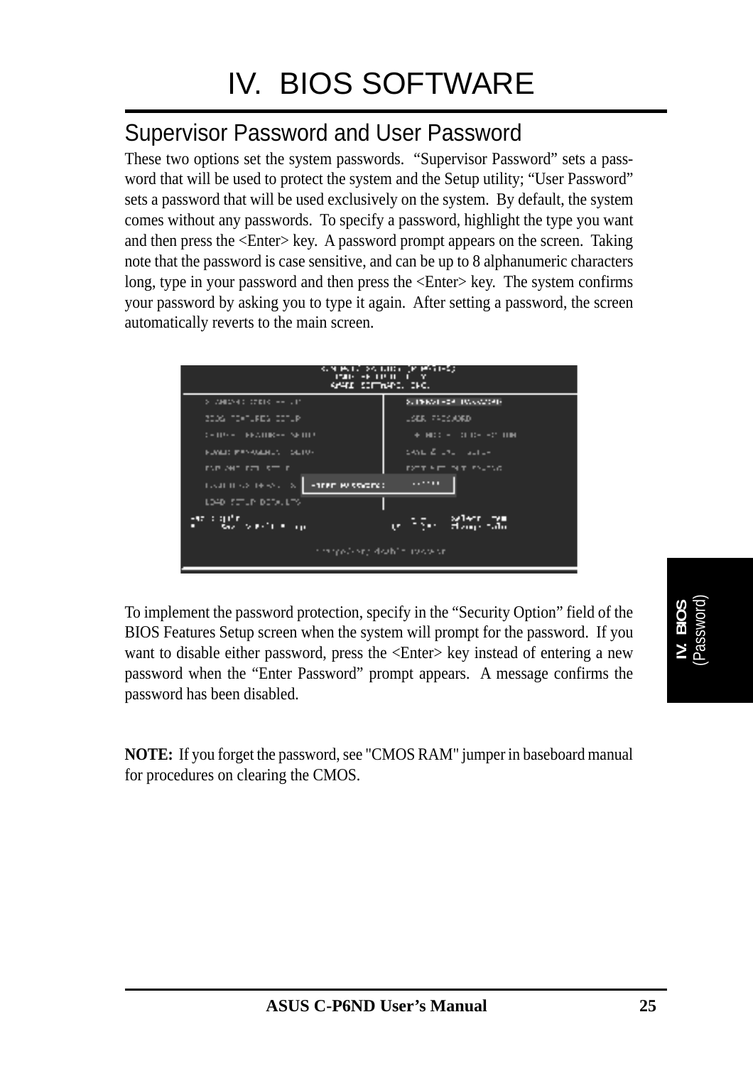# IV. BIOS SOFTWARE

## Supervisor Password and User Password

These two options set the system passwords. “Supervisor Password” sets a password that will be used to protect the system and the Setup utility; “User Password” sets a password that will be used exclusively on the system. By default, the system comes without any passwords. To specify a password, highlight the type you want and then press the <Enter> key. A password prompt appears on the screen. Taking note that the password is case sensitive, and can be up to 8 alphanumeric characters long, type in your password and then press the <Enter> key. The system confirms your password by asking you to type it again. After setting a password, the screen automatically reverts to the main screen.

To implement the password protection, specify in the “Security Option” field of the BIOS Features Setup screen when the system will prompt for the password. If you want to disable either password, press the <Enter> key instead of entering a new password when the “Enter Password” prompt appears. A message confirms the password has been disabled.

**NOTE:** If you forget the password, see "CMOS RAM" jumper in baseboard manual for procedures on clearing the CMOS.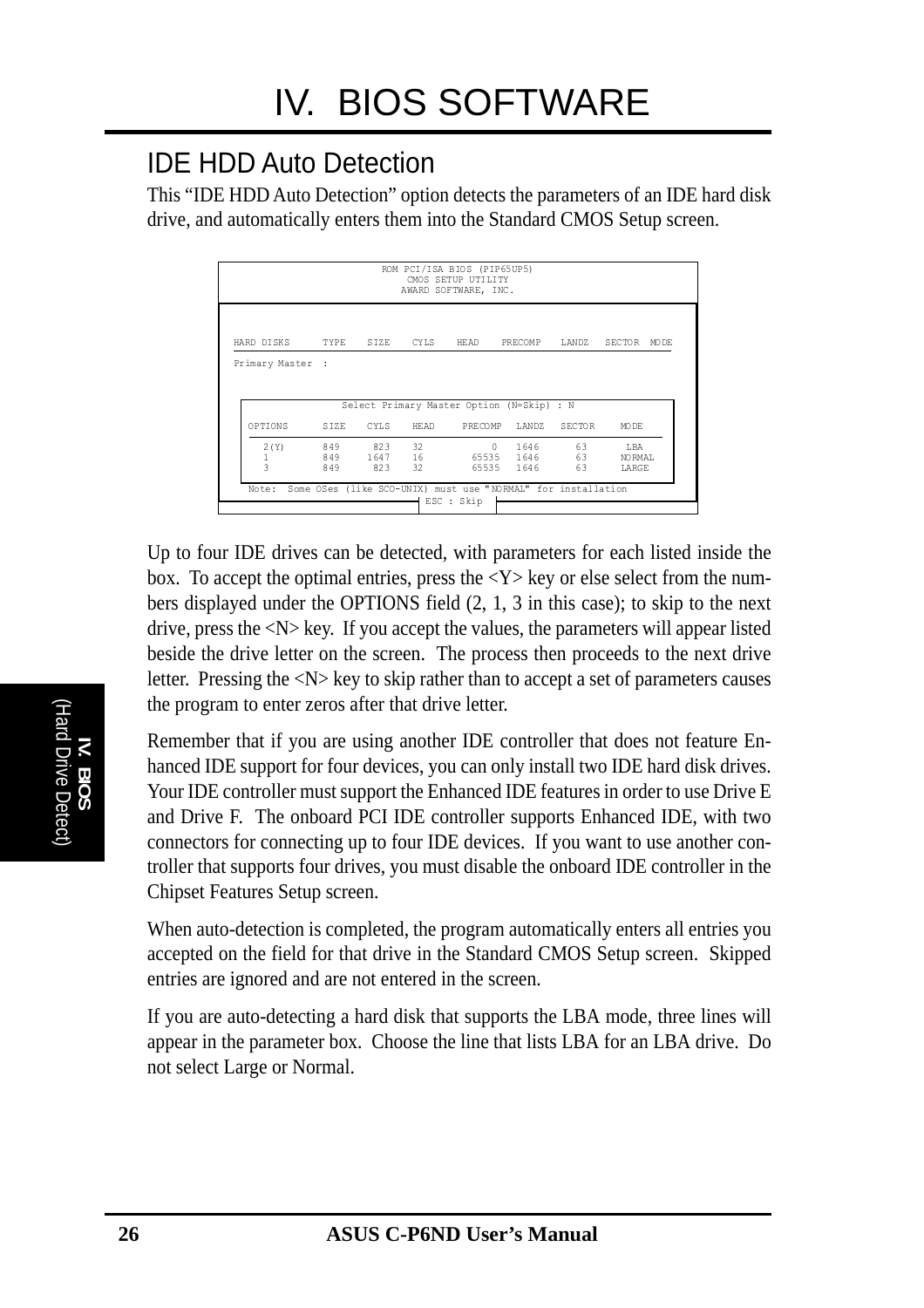# IV. BIOS SOFTWARE

## IDE HDD Auto Detection

This “IDE HDD Auto Detection” option detects the parameters of an IDE hard disk drive, and automatically enters them into the Standard CMOS Setup screen.

```
                    ROM PCI/ISA BIOS (PIP65UP5)
                         CMOS SETUP UTILITY
                        AWARD SOFTWARE, INC.

HARD DISKS      TYPE   SIZE   CYLS   HEAD   PRECOMP   LANDZ   SECTOR  MODE

Primary Master  :

              Select Primary Master Option (N=Skip) : N

OPTIONS      SIZE   CYLS   HEAD    PRECOMP   LANDZ   SECTOR    MODE

  2(Y)       849     823   32            0   1646      63      LBA
  1          849    1647   16        65535   1646      63      NORMAL
  3          849     823   32        65535   1646      63      LARGE

Note:  Some OSes (like SCO-UNIX) must use "NORMAL" for installation
                             ESC : Skip
```

Up to four IDE drives can be detected, with parameters for each listed inside the box. To accept the optimal entries, press the <Y> key or else select from the numbers displayed under the OPTIONS field (2, 1, 3 in this case); to skip to the next drive, press the <N> key. If you accept the values, the parameters will appear listed beside the drive letter on the screen. The process then proceeds to the next drive letter. Pressing the <N> key to skip rather than to accept a set of parameters causes the program to enter zeros after that drive letter.

Remember that if you are using another IDE controller that does not feature Enhanced IDE support for four devices, you can only install two IDE hard disk drives. Your IDE controller must support the Enhanced IDE features in order to use Drive E and Drive F. The onboard PCI IDE controller supports Enhanced IDE, with two connectors for connecting up to four IDE devices. If you want to use another controller that supports four drives, you must disable the onboard IDE controller in the Chipset Features Setup screen.

When auto-detection is completed, the program automatically enters all entries you accepted on the field for that drive in the Standard CMOS Setup screen. Skipped entries are ignored and are not entered in the screen.

If you are auto-detecting a hard disk that supports the LBA mode, three lines will appear in the parameter box. Choose the line that lists LBA for an LBA drive. Do not select Large or Normal.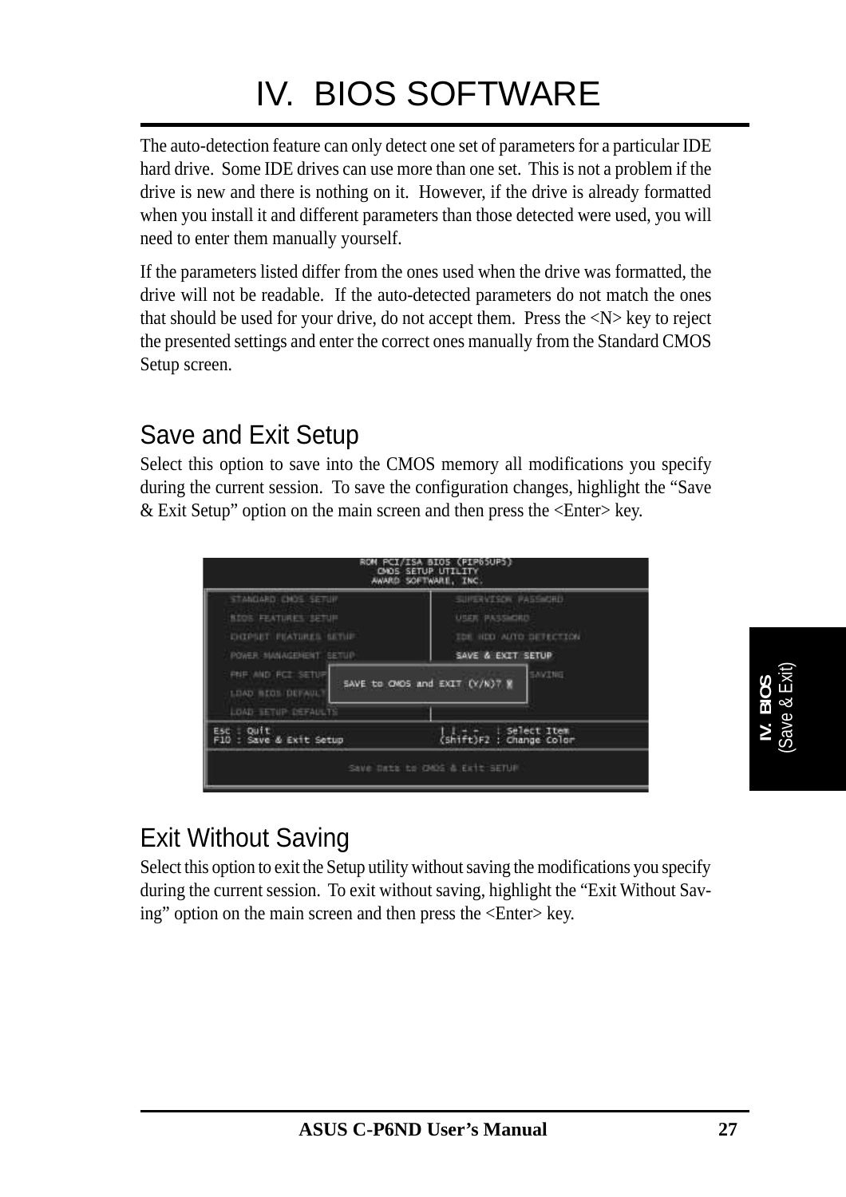# IV. BIOS SOFTWARE

The auto-detection feature can only detect one set of parameters for a particular IDE hard drive. Some IDE drives can use more than one set. This is not a problem if the drive is new and there is nothing on it. However, if the drive is already formatted when you install it and different parameters than those detected were used, you will need to enter them manually yourself.

If the parameters listed differ from the ones used when the drive was formatted, the drive will not be readable. If the auto-detected parameters do not match the ones that should be used for your drive, do not accept them. Press the <N> key to reject the presented settings and enter the correct ones manually from the Standard CMOS Setup screen.

## Save and Exit Setup

Select this option to save into the CMOS memory all modifications you specify during the current session. To save the configuration changes, highlight the "Save & Exit Setup" option on the main screen and then press the <Enter> key.

## Exit Without Saving

Select this option to exit the Setup utility without saving the modifications you specify during the current session. To exit without saving, highlight the "Exit Without Saving" option on the main screen and then press the <Enter> key.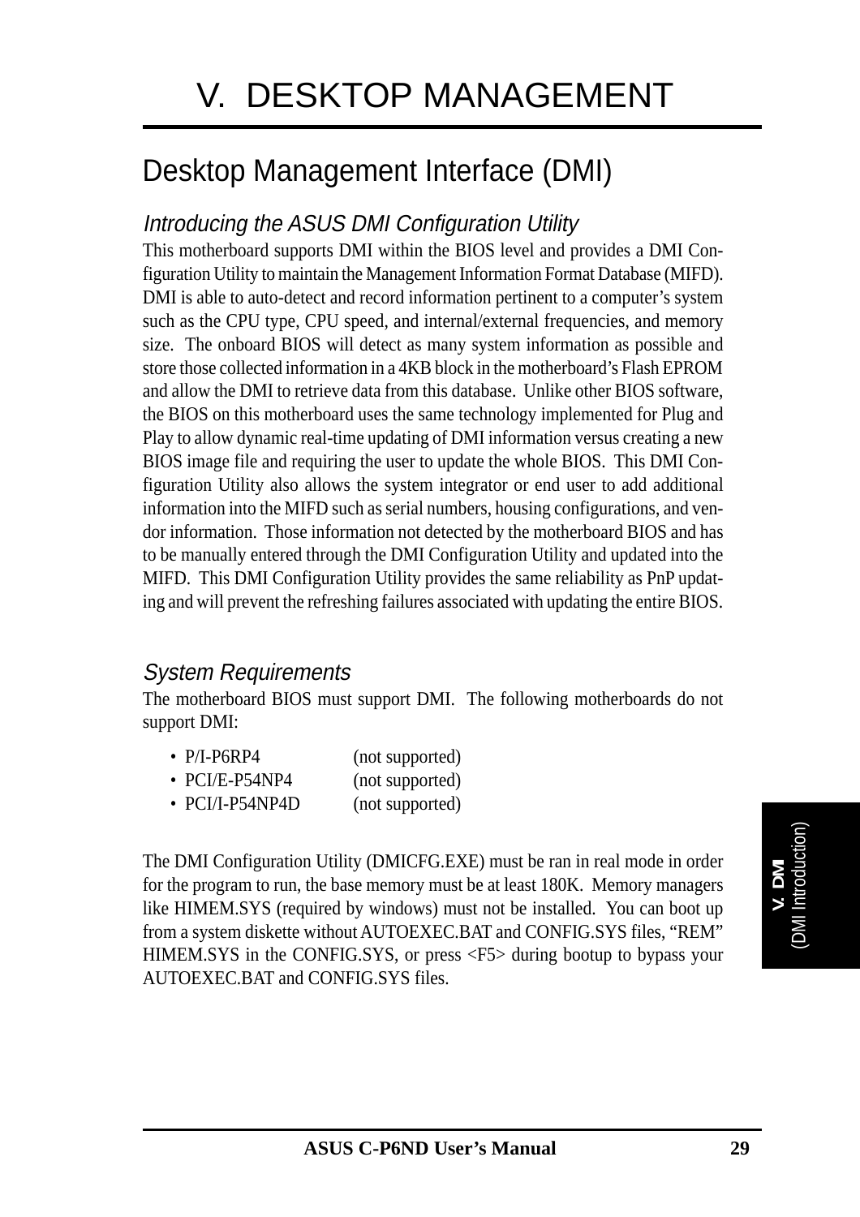# V. DESKTOP MANAGEMENT

## Desktop Management Interface (DMI)

### *Introducing the ASUS DMI Configuration Utility*

This motherboard supports DMI within the BIOS level and provides a DMI Configuration Utility to maintain the Management Information Format Database (MIFD). DMI is able to auto-detect and record information pertinent to a computer's system such as the CPU type, CPU speed, and internal/external frequencies, and memory size. The onboard BIOS will detect as many system information as possible and store those collected information in a 4KB block in the motherboard's Flash EPROM and allow the DMI to retrieve data from this database. Unlike other BIOS software, the BIOS on this motherboard uses the same technology implemented for Plug and Play to allow dynamic real-time updating of DMI information versus creating a new BIOS image file and requiring the user to update the whole BIOS. This DMI Configuration Utility also allows the system integrator or end user to add additional information into the MIFD such as serial numbers, housing configurations, and vendor information. Those information not detected by the motherboard BIOS and has to be manually entered through the DMI Configuration Utility and updated into the MIFD. This DMI Configuration Utility provides the same reliability as PnP updating and will prevent the refreshing failures associated with updating the entire BIOS.

### *System Requirements*

The motherboard BIOS must support DMI. The following motherboards do not support DMI:

- P/I-P6RP4 (not supported)
- PCI/E-P54NP4 (not supported)
- PCI/I-P54NP4D (not supported)

The DMI Configuration Utility (DMICFG.EXE) must be ran in real mode in order for the program to run, the base memory must be at least 180K. Memory managers like HIMEM.SYS (required by windows) must not be installed. You can boot up from a system diskette without AUTOEXEC.BAT and CONFIG.SYS files, "REM" HIMEM.SYS in the CONFIG.SYS, or press <F5> during bootup to bypass your AUTOEXEC.BAT and CONFIG.SYS files.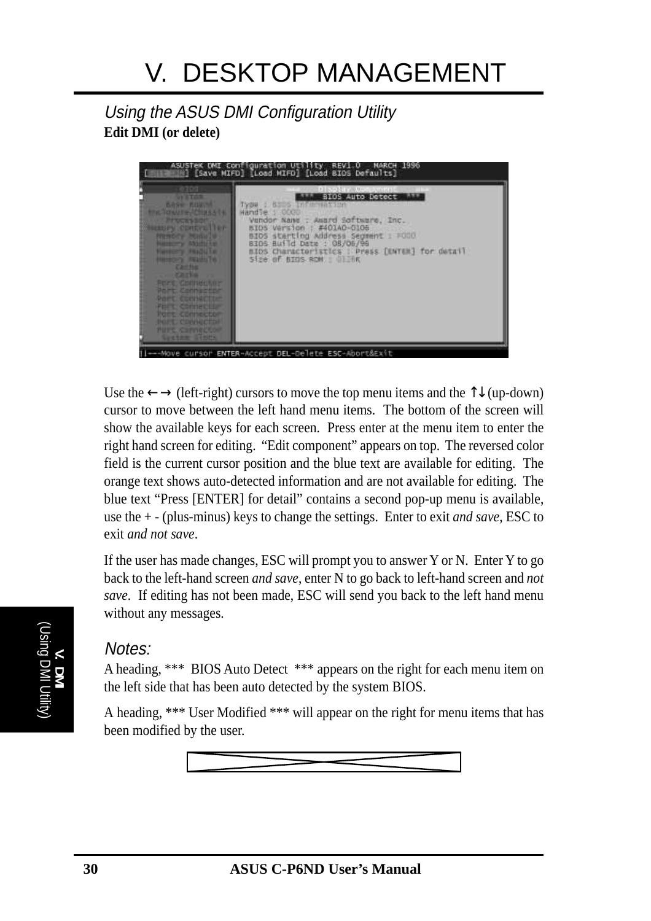# V. DESKTOP MANAGEMENT

## *Using the ASUS DMI Configuration Utility*

**Edit DMI (or delete)**

Use the ← → (left-right) cursors to move the top menu items and the ↑↓ (up-down) cursor to move between the left hand menu items. The bottom of the screen will show the available keys for each screen. Press enter at the menu item to enter the right hand screen for editing. "Edit component" appears on top. The reversed color field is the current cursor position and the blue text are available for editing. The orange text shows auto-detected information and are not available for editing. The blue text "Press [ENTER] for detail" contains a second pop-up menu is available, use the + - (plus-minus) keys to change the settings. Enter to exit *and save*, ESC to exit *and not save*.

If the user has made changes, ESC will prompt you to answer Y or N. Enter Y to go back to the left-hand screen *and save*, enter N to go back to left-hand screen and *not save*. If editing has not been made, ESC will send you back to the left hand menu without any messages.

### *Notes:*

A heading, *** BIOS Auto Detect *** appears on the right for each menu item on the left side that has been auto detected by the system BIOS.

A heading, *** User Modified *** will appear on the right for menu items that has been modified by the user.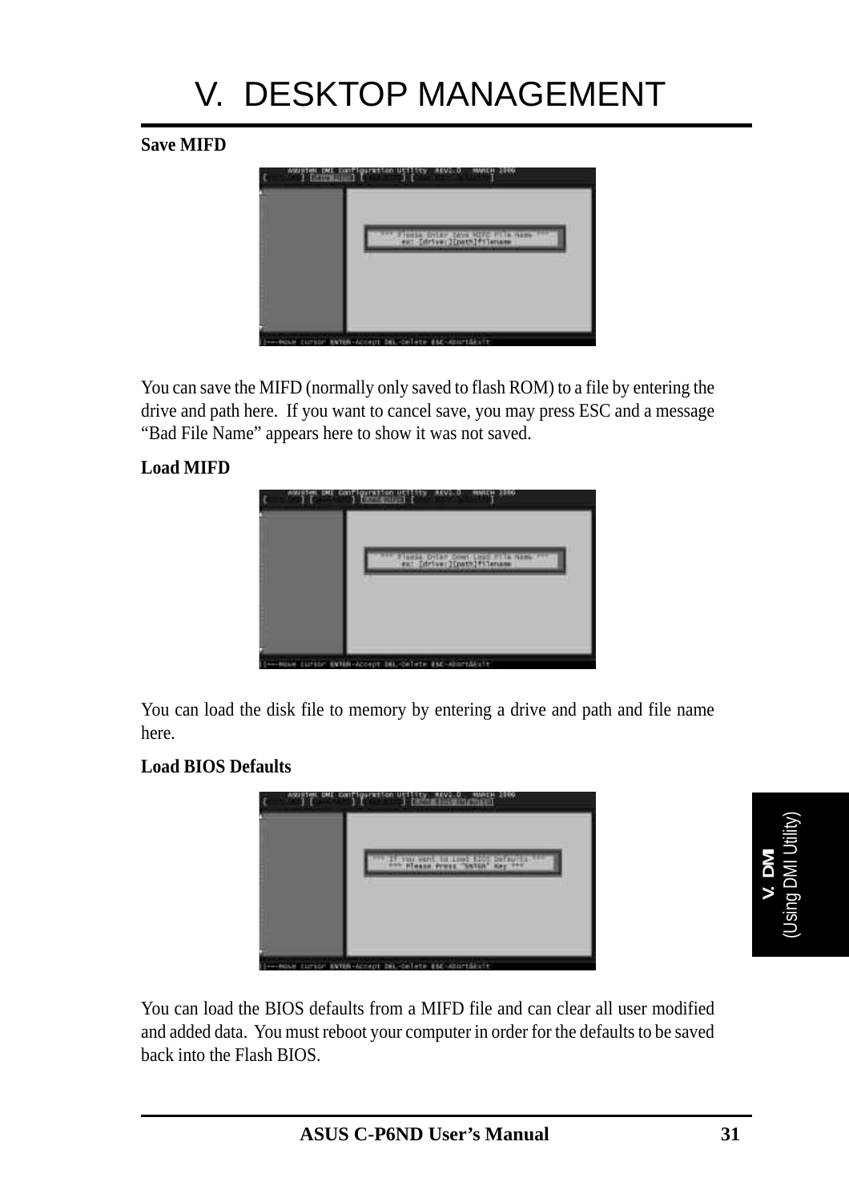# V. DESKTOP MANAGEMENT

**Save MIFD**

You can save the MIFD (normally only saved to flash ROM) to a file by entering the drive and path here. If you want to cancel save, you may press ESC and a message "Bad File Name" appears here to show it was not saved.

**Load MIFD**

You can load the disk file to memory by entering a drive and path and file name here.

**Load BIOS Defaults**

You can load the BIOS defaults from a MIFD file and can clear all user modified and added data. You must reboot your computer in order for the defaults to be saved back into the Flash BIOS.